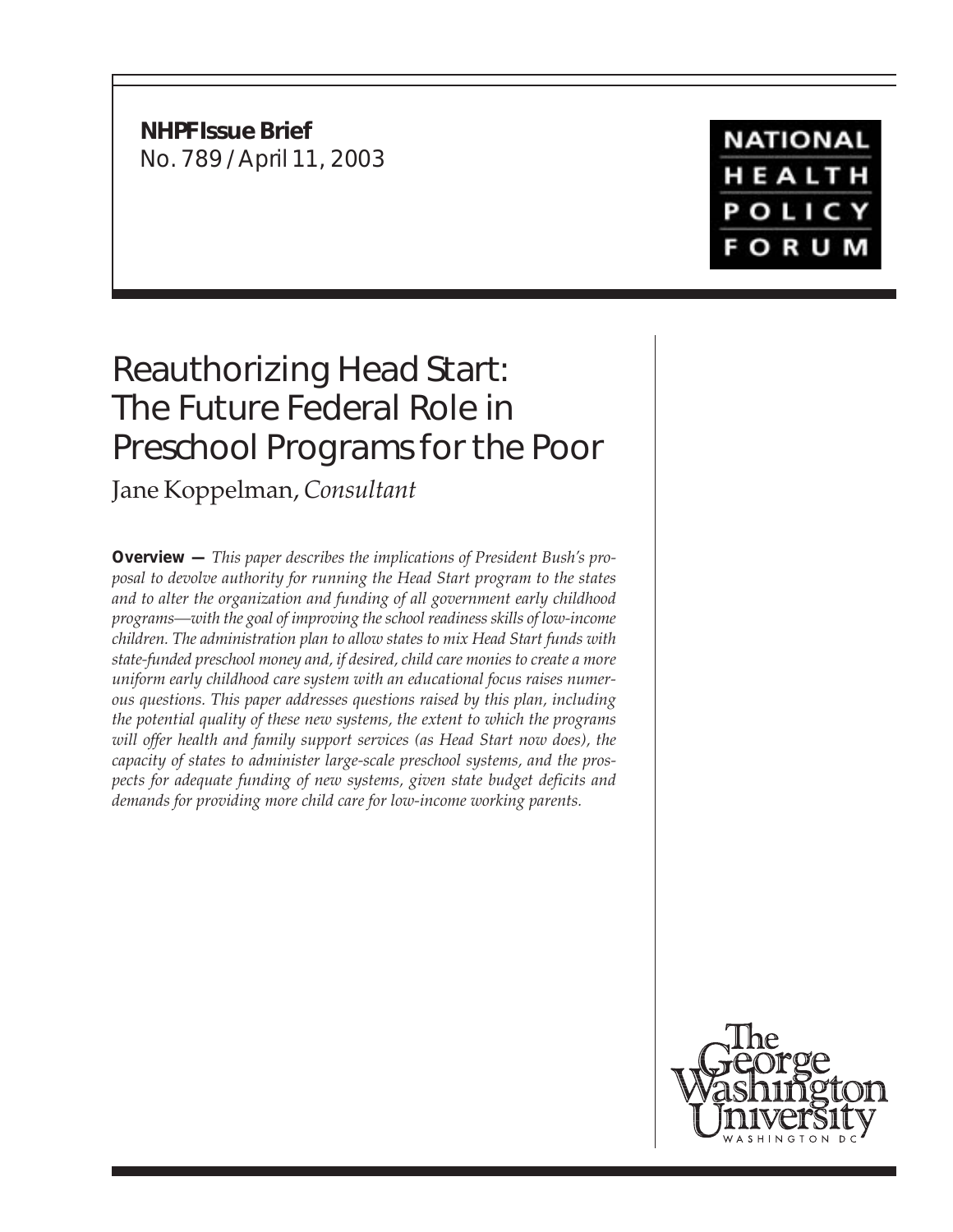**NHPF Issue Brief**
No. 789 / April 11, 2003

NATIONAL HEALTH POLICY FORUM

# Reauthorizing Head Start: The Future Federal Role in Preschool Programs for the Poor

Jane Koppelman, *Consultant*

**Overview —** *This paper describes the implications of President Bush's proposal to devolve authority for running the Head Start program to the states and to alter the organization and funding of all government early childhood programs—with the goal of improving the school readiness skills of low-income children. The administration plan to allow states to mix Head Start funds with state-funded preschool money and, if desired, child care monies to create a more uniform early childhood care system with an educational focus raises numerous questions. This paper addresses questions raised by this plan, including the potential quality of these new systems, the extent to which the programs will offer health and family support services (as Head Start now does), the capacity of states to administer large-scale preschool systems, and the prospects for adequate funding of new systems, given state budget deficits and demands for providing more child care for low-income working parents.*

The George Washington University
WASHINGTON DC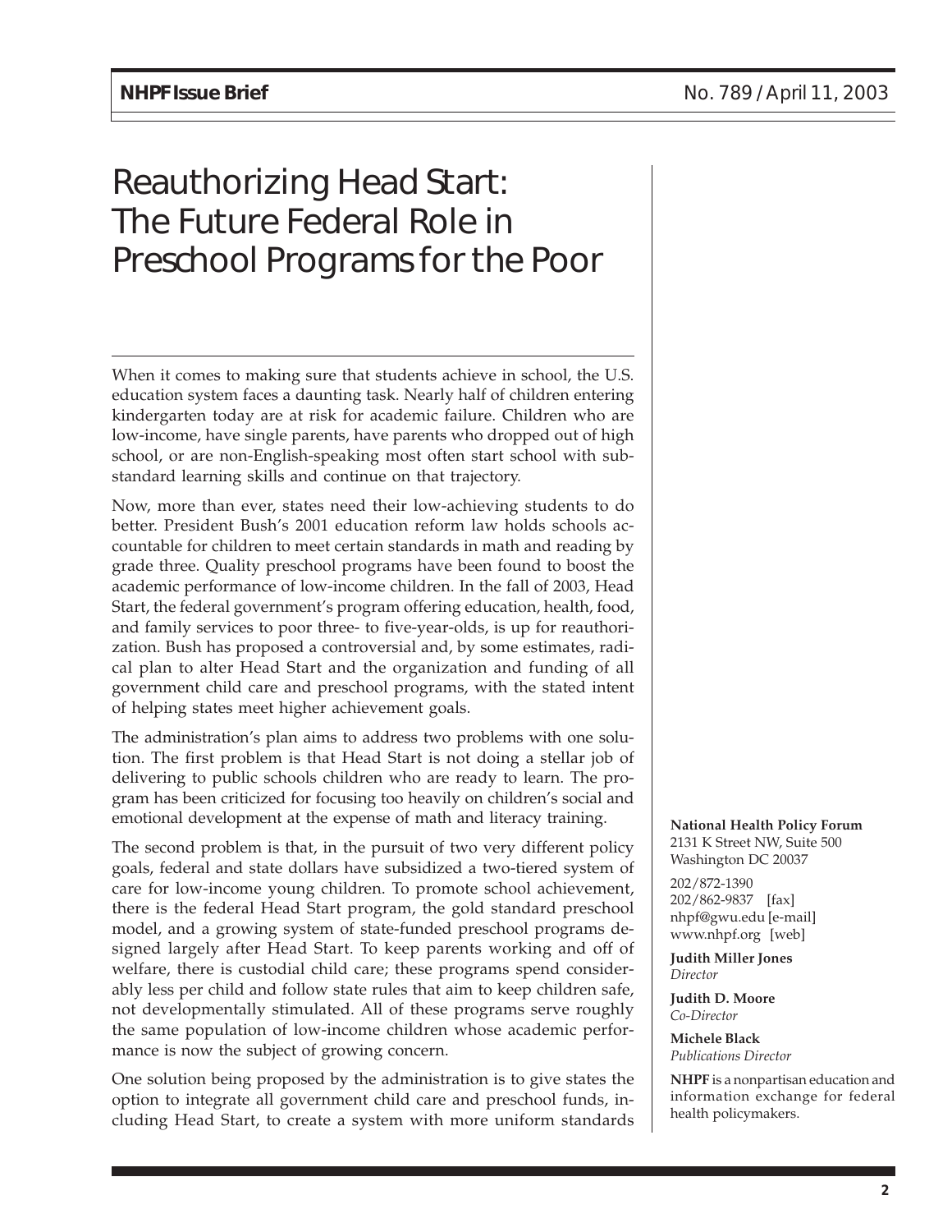# Reauthorizing Head Start: The Future Federal Role in Preschool Programs for the Poor

When it comes to making sure that students achieve in school, the U.S. education system faces a daunting task. Nearly half of children entering kindergarten today are at risk for academic failure. Children who are low-income, have single parents, have parents who dropped out of high school, or are non-English-speaking most often start school with substandard learning skills and continue on that trajectory.

Now, more than ever, states need their low-achieving students to do better. President Bush's 2001 education reform law holds schools accountable for children to meet certain standards in math and reading by grade three. Quality preschool programs have been found to boost the academic performance of low-income children. In the fall of 2003, Head Start, the federal government's program offering education, health, food, and family services to poor three- to five-year-olds, is up for reauthorization. Bush has proposed a controversial and, by some estimates, radical plan to alter Head Start and the organization and funding of all government child care and preschool programs, with the stated intent of helping states meet higher achievement goals.

The administration's plan aims to address two problems with one solution. The first problem is that Head Start is not doing a stellar job of delivering to public schools children who are ready to learn. The program has been criticized for focusing too heavily on children's social and emotional development at the expense of math and literacy training.

The second problem is that, in the pursuit of two very different policy goals, federal and state dollars have subsidized a two-tiered system of care for low-income young children. To promote school achievement, there is the federal Head Start program, the gold standard preschool model, and a growing system of state-funded preschool programs designed largely after Head Start. To keep parents working and off of welfare, there is custodial child care; these programs spend considerably less per child and follow state rules that aim to keep children safe, not developmentally stimulated. All of these programs serve roughly the same population of low-income children whose academic performance is now the subject of growing concern.

One solution being proposed by the administration is to give states the option to integrate all government child care and preschool funds, including Head Start, to create a system with more uniform standards

**National Health Policy Forum**
2131 K Street NW, Suite 500
Washington DC 20037

202/872-1390
202/862-9837 [fax]
nhpf@gwu.edu [e-mail]
www.nhpf.org [web]

**Judith Miller Jones**
*Director*

**Judith D. Moore**
*Co-Director*

**Michele Black**
*Publications Director*

**NHPF** is a nonpartisan education and information exchange for federal health policymakers.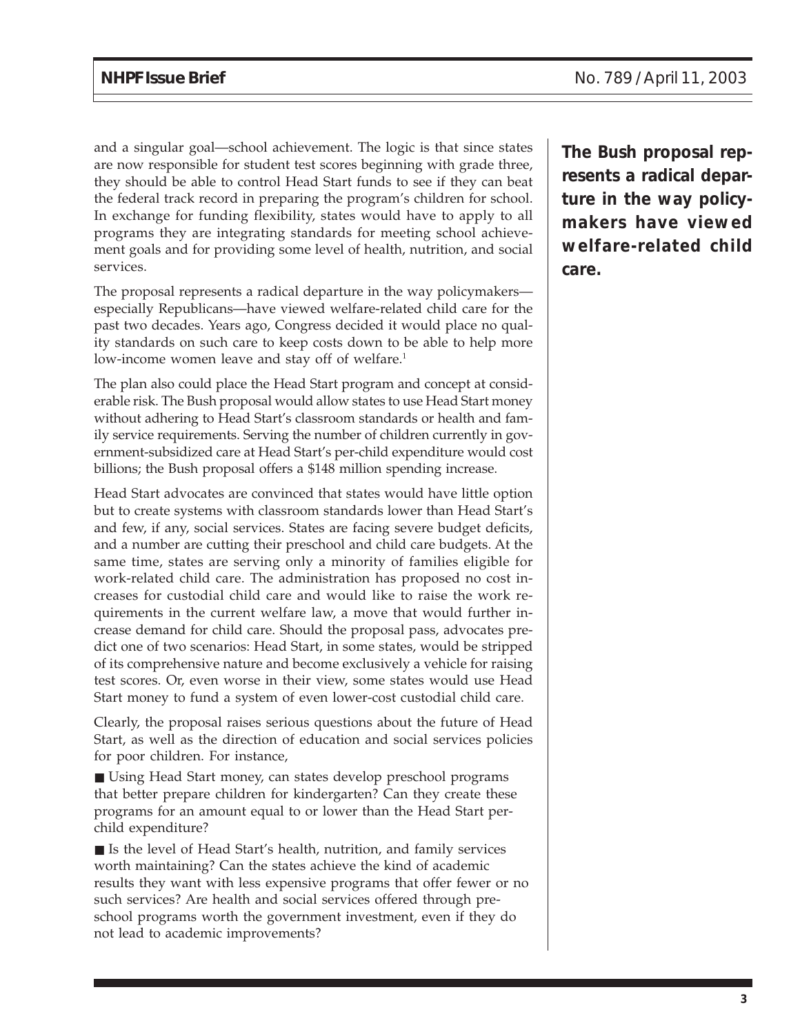and a singular goal—school achievement. The logic is that since states are now responsible for student test scores beginning with grade three, they should be able to control Head Start funds to see if they can beat the federal track record in preparing the program's children for school. In exchange for funding flexibility, states would have to apply to all programs they are integrating standards for meeting school achievement goals and for providing some level of health, nutrition, and social services.

The proposal represents a radical departure in the way policymakers—especially Republicans—have viewed welfare-related child care for the past two decades. Years ago, Congress decided it would place no quality standards on such care to keep costs down to be able to help more low-income women leave and stay off of welfare.[1]

**The Bush proposal represents a radical departure in the way policymakers have viewed welfare-related child care.**

The plan also could place the Head Start program and concept at considerable risk. The Bush proposal would allow states to use Head Start money without adhering to Head Start's classroom standards or health and family service requirements. Serving the number of children currently in government-subsidized care at Head Start's per-child expenditure would cost billions; the Bush proposal offers a $148 million spending increase.

Head Start advocates are convinced that states would have little option but to create systems with classroom standards lower than Head Start's and few, if any, social services. States are facing severe budget deficits, and a number are cutting their preschool and child care budgets. At the same time, states are serving only a minority of families eligible for work-related child care. The administration has proposed no cost increases for custodial child care and would like to raise the work requirements in the current welfare law, a move that would further increase demand for child care. Should the proposal pass, advocates predict one of two scenarios: Head Start, in some states, would be stripped of its comprehensive nature and become exclusively a vehicle for raising test scores. Or, even worse in their view, some states would use Head Start money to fund a system of even lower-cost custodial child care.

Clearly, the proposal raises serious questions about the future of Head Start, as well as the direction of education and social services policies for poor children. For instance,

- Using Head Start money, can states develop preschool programs that better prepare children for kindergarten? Can they create these programs for an amount equal to or lower than the Head Start per-child expenditure?

- Is the level of Head Start's health, nutrition, and family services worth maintaining? Can the states achieve the kind of academic results they want with less expensive programs that offer fewer or no such services? Are health and social services offered through preschool programs worth the government investment, even if they do not lead to academic improvements?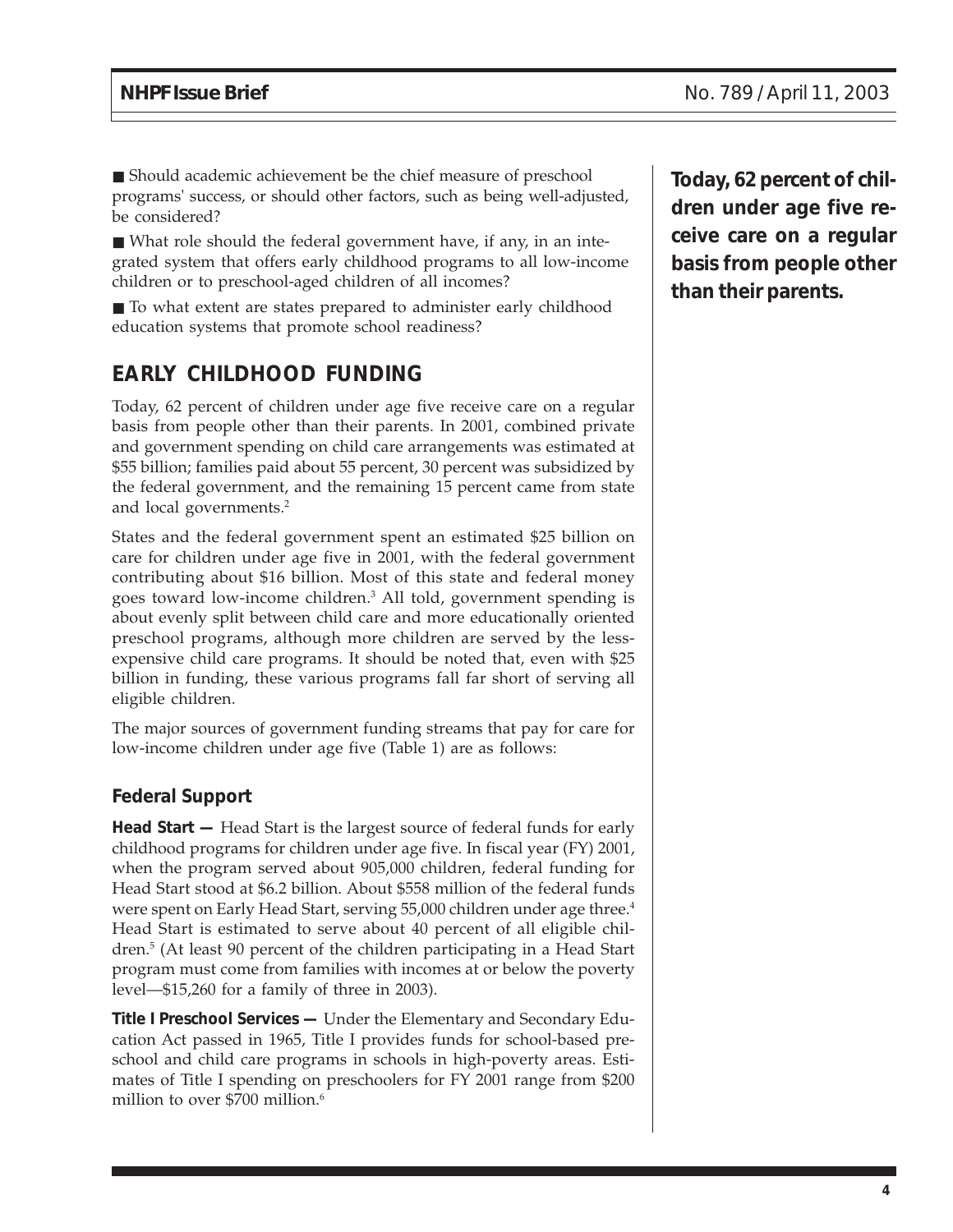- Should academic achievement be the chief measure of preschool programs' success, or should other factors, such as being well-adjusted, be considered?
- What role should the federal government have, if any, in an integrated system that offers early childhood programs to all low-income children or to preschool-aged children of all incomes?
- To what extent are states prepared to administer early childhood education systems that promote school readiness?

**Today, 62 percent of children under age five receive care on a regular basis from people other than their parents.**

## EARLY CHILDHOOD FUNDING

Today, 62 percent of children under age five receive care on a regular basis from people other than their parents. In 2001, combined private and government spending on child care arrangements was estimated at \$55 billion; families paid about 55 percent, 30 percent was subsidized by the federal government, and the remaining 15 percent came from state and local governments.[2]

States and the federal government spent an estimated \$25 billion on care for children under age five in 2001, with the federal government contributing about \$16 billion. Most of this state and federal money goes toward low-income children.[3] All told, government spending is about evenly split between child care and more educationally oriented preschool programs, although more children are served by the less-expensive child care programs. It should be noted that, even with \$25 billion in funding, these various programs fall far short of serving all eligible children.

The major sources of government funding streams that pay for care for low-income children under age five (Table 1) are as follows:

### Federal Support

**Head Start —** Head Start is the largest source of federal funds for early childhood programs for children under age five. In fiscal year (FY) 2001, when the program served about 905,000 children, federal funding for Head Start stood at \$6.2 billion. About \$558 million of the federal funds were spent on Early Head Start, serving 55,000 children under age three.[4] Head Start is estimated to serve about 40 percent of all eligible children.[5] (At least 90 percent of the children participating in a Head Start program must come from families with incomes at or below the poverty level—\$15,260 for a family of three in 2003).

**Title I Preschool Services —** Under the Elementary and Secondary Education Act passed in 1965, Title I provides funds for school-based preschool and child care programs in schools in high-poverty areas. Estimates of Title I spending on preschoolers for FY 2001 range from \$200 million to over \$700 million.[6]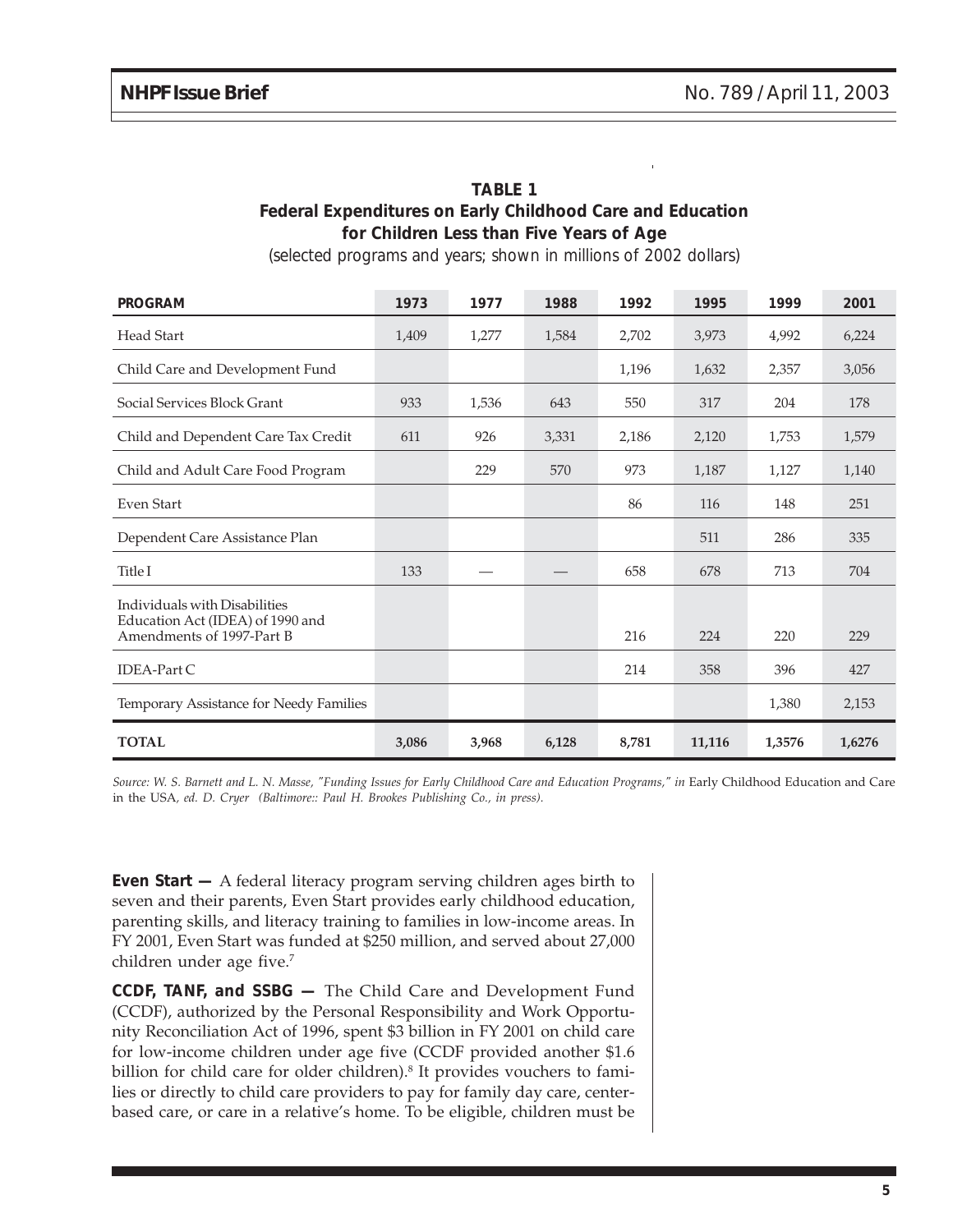**TABLE 1**
**Federal Expenditures on Early Childhood Care and Education for Children Less than Five Years of Age**
(selected programs and years; shown in millions of 2002 dollars)

| PROGRAM | 1973 | 1977 | 1988 | 1992 | 1995 | 1999 | 2001 |
|---|---|---|---|---|---|---|---|
| Head Start | 1,409 | 1,277 | 1,584 | 2,702 | 3,973 | 4,992 | 6,224 |
| Child Care and Development Fund | | | | 1,196 | 1,632 | 2,357 | 3,056 |
| Social Services Block Grant | 933 | 1,536 | 643 | 550 | 317 | 204 | 178 |
| Child and Dependent Care Tax Credit | 611 | 926 | 3,331 | 2,186 | 2,120 | 1,753 | 1,579 |
| Child and Adult Care Food Program | | 229 | 570 | 973 | 1,187 | 1,127 | 1,140 |
| Even Start | | | | 86 | 116 | 148 | 251 |
| Dependent Care Assistance Plan | | | | | 511 | 286 | 335 |
| Title I | 133 | — | — | 658 | 678 | 713 | 704 |
| Individuals with Disabilities Education Act (IDEA) of 1990 and Amendments of 1997-Part B | | | | 216 | 224 | 220 | 229 |
| IDEA-Part C | | | | 214 | 358 | 396 | 427 |
| Temporary Assistance for Needy Families | | | | | | 1,380 | 2,153 |
| **TOTAL** | **3,086** | **3,968** | **6,128** | **8,781** | **11,116** | **1,3576** | **1,6276** |

*Source: W. S. Barnett and L. N. Masse, "Funding Issues for Early Childhood Care and Education Programs," in* Early Childhood Education and Care in the USA*, ed. D. Cryer (Baltimore:: Paul H. Brookes Publishing Co., in press).*

**Even Start —** A federal literacy program serving children ages birth to seven and their parents, Even Start provides early childhood education, parenting skills, and literacy training to families in low-income areas. In FY 2001, Even Start was funded at $250 million, and served about 27,000 children under age five.[7]

**CCDF, TANF, and SSBG —** The Child Care and Development Fund (CCDF), authorized by the Personal Responsibility and Work Opportunity Reconciliation Act of 1996, spent $3 billion in FY 2001 on child care for low-income children under age five (CCDF provided another $1.6 billion for child care for older children).[8] It provides vouchers to families or directly to child care providers to pay for family day care, center-based care, or care in a relative's home. To be eligible, children must be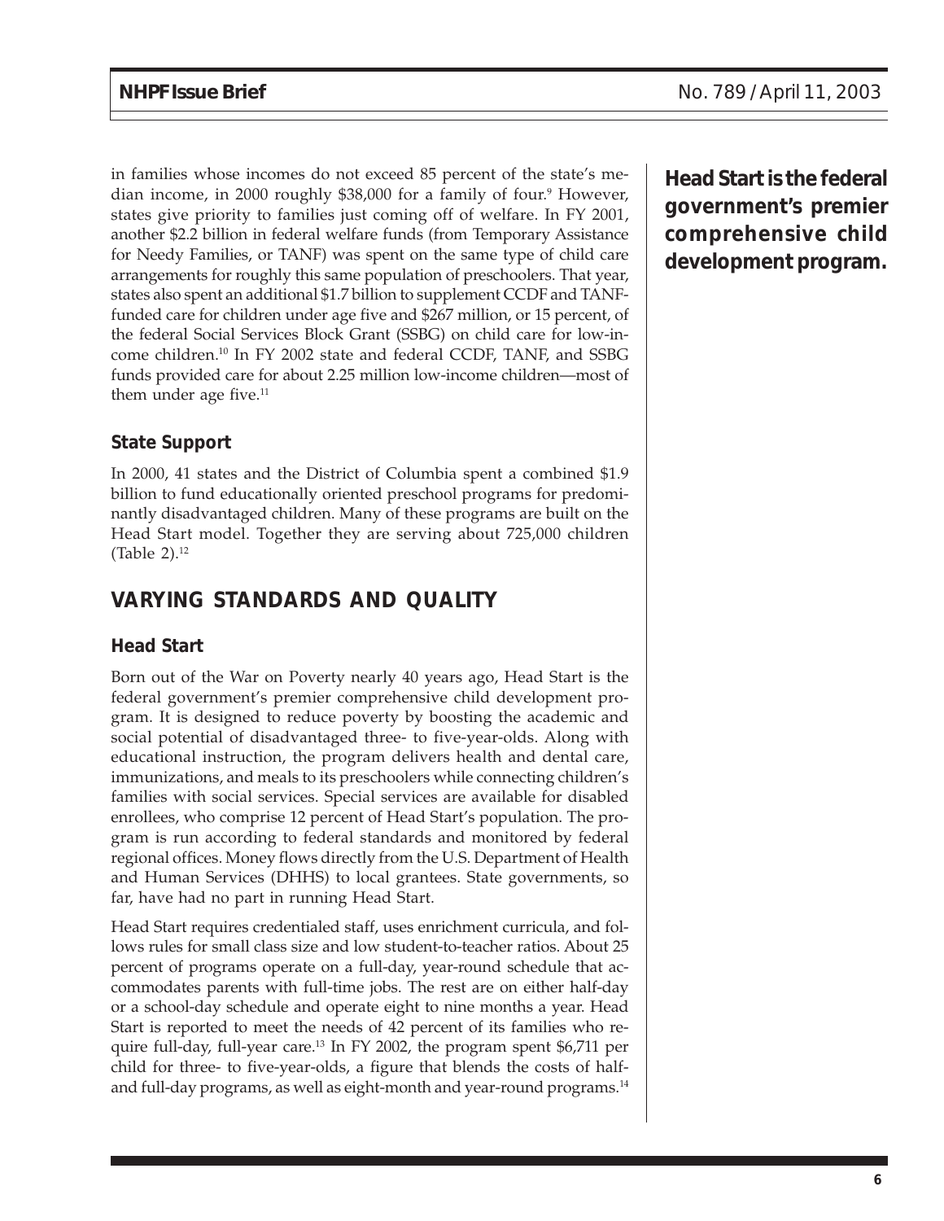in families whose incomes do not exceed 85 percent of the state's median income, in 2000 roughly $38,000 for a family of four.[9] However, states give priority to families just coming off of welfare. In FY 2001, another $2.2 billion in federal welfare funds (from Temporary Assistance for Needy Families, or TANF) was spent on the same type of child care arrangements for roughly this same population of preschoolers. That year, states also spent an additional $1.7 billion to supplement CCDF and TANF-funded care for children under age five and $267 million, or 15 percent, of the federal Social Services Block Grant (SSBG) on child care for low-income children.[10] In FY 2002 state and federal CCDF, TANF, and SSBG funds provided care for about 2.25 million low-income children—most of them under age five.[11]

### State Support

In 2000, 41 states and the District of Columbia spent a combined $1.9 billion to fund educationally oriented preschool programs for predominantly disadvantaged children. Many of these programs are built on the Head Start model. Together they are serving about 725,000 children (Table 2).[12]

## VARYING STANDARDS AND QUALITY

### Head Start

Born out of the War on Poverty nearly 40 years ago, Head Start is the federal government's premier comprehensive child development program. It is designed to reduce poverty by boosting the academic and social potential of disadvantaged three- to five-year-olds. Along with educational instruction, the program delivers health and dental care, immunizations, and meals to its preschoolers while connecting children's families with social services. Special services are available for disabled enrollees, who comprise 12 percent of Head Start's population. The program is run according to federal standards and monitored by federal regional offices. Money flows directly from the U.S. Department of Health and Human Services (DHHS) to local grantees. State governments, so far, have had no part in running Head Start.

**Head Start is the federal government's premier comprehensive child development program.**

Head Start requires credentialed staff, uses enrichment curricula, and follows rules for small class size and low student-to-teacher ratios. About 25 percent of programs operate on a full-day, year-round schedule that accommodates parents with full-time jobs. The rest are on either half-day or a school-day schedule and operate eight to nine months a year. Head Start is reported to meet the needs of 42 percent of its families who require full-day, full-year care.[13] In FY 2002, the program spent $6,711 per child for three- to five-year-olds, a figure that blends the costs of half- and full-day programs, as well as eight-month and year-round programs.[14]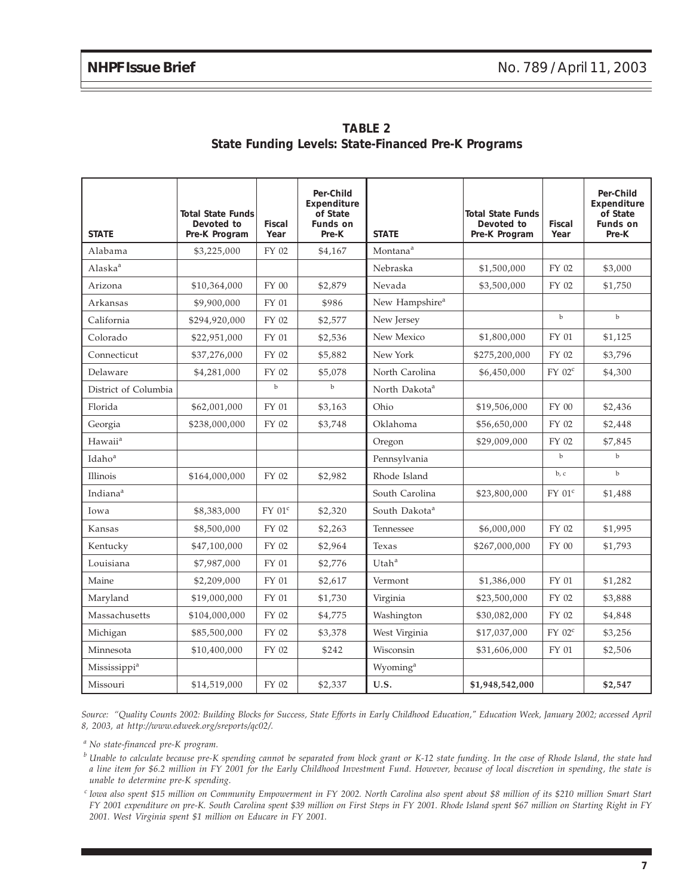## TABLE 2
## State Funding Levels: State-Financed Pre-K Programs

| STATE | Total State Funds Devoted to Pre-K Program | Fiscal Year | Per-Child Expenditure of State Funds on Pre-K | STATE | Total State Funds Devoted to Pre-K Program | Fiscal Year | Per-Child Expenditure of State Funds on Pre-K |
|---|---|---|---|---|---|---|---|
| Alabama | $3,225,000 | FY 02 | $4,167 | Montana[a] | | | |
| Alaska[a] | | | | Nebraska | $1,500,000 | FY 02 | $3,000 |
| Arizona | $10,364,000 | FY 00 | $2,879 | Nevada | $3,500,000 | FY 02 | $1,750 |
| Arkansas | $9,900,000 | FY 01 | $986 | New Hampshire[a] | | | |
| California | $294,920,000 | FY 02 | $2,577 | New Jersey | | b | b |
| Colorado | $22,951,000 | FY 01 | $2,536 | New Mexico | $1,800,000 | FY 01 | $1,125 |
| Connecticut | $37,276,000 | FY 02 | $5,882 | New York | $275,200,000 | FY 02 | $3,796 |
| Delaware | $4,281,000 | FY 02 | $5,078 | North Carolina | $6,450,000 | FY 02[c] | $4,300 |
| District of Columbia | | b | b | North Dakota[a] | | | |
| Florida | $62,001,000 | FY 01 | $3,163 | Ohio | $19,506,000 | FY 00 | $2,436 |
| Georgia | $238,000,000 | FY 02 | $3,748 | Oklahoma | $56,650,000 | FY 02 | $2,448 |
| Hawaii[a] | | | | Oregon | $29,009,000 | FY 02 | $7,845 |
| Idaho[a] | | | | Pennsylvania | | b | b |
| Illinois | $164,000,000 | FY 02 | $2,982 | Rhode Island | | b, c | b |
| Indiana[a] | | | | South Carolina | $23,800,000 | FY 01[c] | $1,488 |
| Iowa | $8,383,000 | FY 01[c] | $2,320 | South Dakota[a] | | | |
| Kansas | $8,500,000 | FY 02 | $2,263 | Tennessee | $6,000,000 | FY 02 | $1,995 |
| Kentucky | $47,100,000 | FY 02 | $2,964 | Texas | $267,000,000 | FY 00 | $1,793 |
| Louisiana | $7,987,000 | FY 01 | $2,776 | Utah[a] | | | |
| Maine | $2,209,000 | FY 01 | $2,617 | Vermont | $1,386,000 | FY 01 | $1,282 |
| Maryland | $19,000,000 | FY 01 | $1,730 | Virginia | $23,500,000 | FY 02 | $3,888 |
| Massachusetts | $104,000,000 | FY 02 | $4,775 | Washington | $30,082,000 | FY 02 | $4,848 |
| Michigan | $85,500,000 | FY 02 | $3,378 | West Virginia | $17,037,000 | FY 02[c] | $3,256 |
| Minnesota | $10,400,000 | FY 02 | $242 | Wisconsin | $31,606,000 | FY 01 | $2,506 |
| Mississippi[a] | | | | Wyoming[a] | | | |
| Missouri | $14,519,000 | FY 02 | $2,337 | **U.S.** | **$1,948,542,000** | | **$2,547** |

*Source: "Quality Counts 2002: Building Blocks for Success, State Efforts in Early Childhood Education," Education Week, January 2002; accessed April 8, 2003, at http://www.edweek.org/sreports/qc02/.*

[a] *No state-financed pre-K program.*

[b] *Unable to calculate because pre-K spending cannot be separated from block grant or K-12 state funding. In the case of Rhode Island, the state had a line item for $6.2 million in FY 2001 for the Early Childhood Investment Fund. However, because of local discretion in spending, the state is unable to determine pre-K spending.*

[c] *Iowa also spent $15 million on Community Empowerment in FY 2002. North Carolina also spent about $8 million of its $210 million Smart Start FY 2001 expenditure on pre-K. South Carolina spent $39 million on First Steps in FY 2001. Rhode Island spent $67 million on Starting Right in FY 2001. West Virginia spent $1 million on Educare in FY 2001.*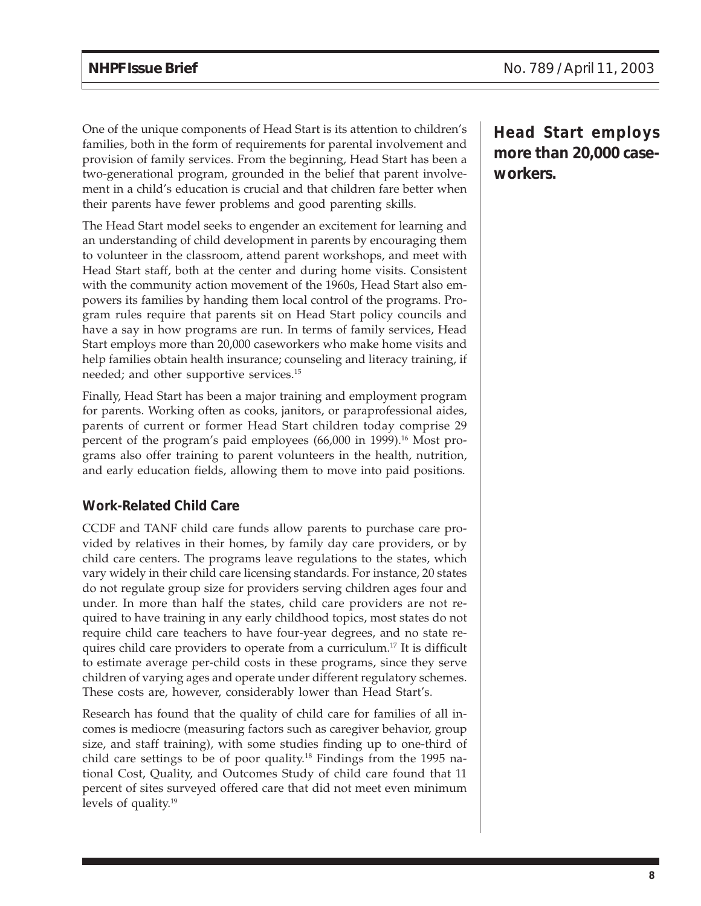One of the unique components of Head Start is its attention to children's families, both in the form of requirements for parental involvement and provision of family services. From the beginning, Head Start has been a two-generational program, grounded in the belief that parent involvement in a child's education is crucial and that children fare better when their parents have fewer problems and good parenting skills.

The Head Start model seeks to engender an excitement for learning and an understanding of child development in parents by encouraging them to volunteer in the classroom, attend parent workshops, and meet with Head Start staff, both at the center and during home visits. Consistent with the community action movement of the 1960s, Head Start also empowers its families by handing them local control of the programs. Program rules require that parents sit on Head Start policy councils and have a say in how programs are run. In terms of family services, Head Start employs more than 20,000 caseworkers who make home visits and help families obtain health insurance; counseling and literacy training, if needed; and other supportive services.[15]

**Head Start employs more than 20,000 caseworkers.**

Finally, Head Start has been a major training and employment program for parents. Working often as cooks, janitors, or paraprofessional aides, parents of current or former Head Start children today comprise 29 percent of the program's paid employees (66,000 in 1999).[16] Most programs also offer training to parent volunteers in the health, nutrition, and early education fields, allowing them to move into paid positions.

### Work-Related Child Care

CCDF and TANF child care funds allow parents to purchase care provided by relatives in their homes, by family day care providers, or by child care centers. The programs leave regulations to the states, which vary widely in their child care licensing standards. For instance, 20 states do not regulate group size for providers serving children ages four and under. In more than half the states, child care providers are not required to have training in any early childhood topics, most states do not require child care teachers to have four-year degrees, and no state requires child care providers to operate from a curriculum.[17] It is difficult to estimate average per-child costs in these programs, since they serve children of varying ages and operate under different regulatory schemes. These costs are, however, considerably lower than Head Start's.

Research has found that the quality of child care for families of all incomes is mediocre (measuring factors such as caregiver behavior, group size, and staff training), with some studies finding up to one-third of child care settings to be of poor quality.[18] Findings from the 1995 national Cost, Quality, and Outcomes Study of child care found that 11 percent of sites surveyed offered care that did not meet even minimum levels of quality.[19]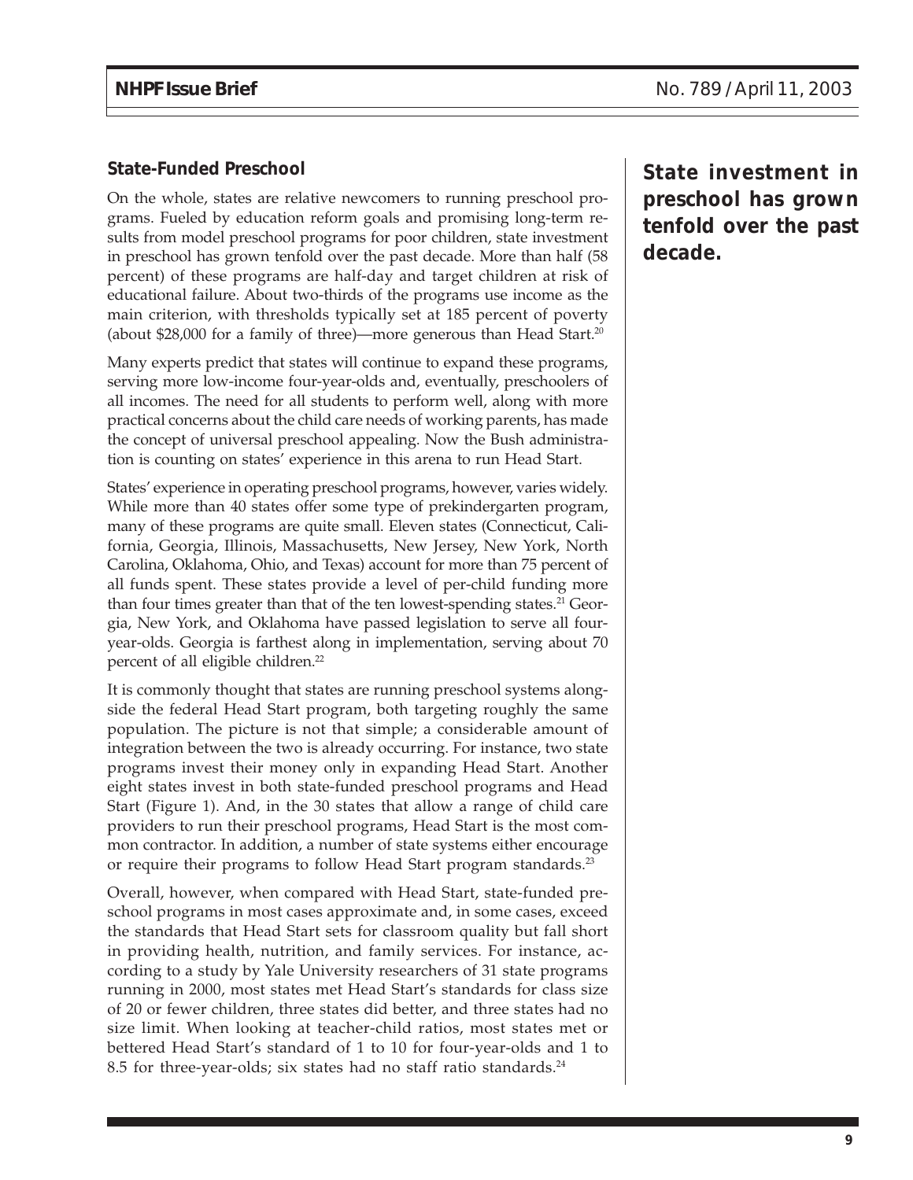### State-Funded Preschool

On the whole, states are relative newcomers to running preschool programs. Fueled by education reform goals and promising long-term results from model preschool programs for poor children, state investment in preschool has grown tenfold over the past decade. More than half (58 percent) of these programs are half-day and target children at risk of educational failure. About two-thirds of the programs use income as the main criterion, with thresholds typically set at 185 percent of poverty (about $28,000 for a family of three)—more generous than Head Start.[20]

**State investment in preschool has grown tenfold over the past decade.**

Many experts predict that states will continue to expand these programs, serving more low-income four-year-olds and, eventually, preschoolers of all incomes. The need for all students to perform well, along with more practical concerns about the child care needs of working parents, has made the concept of universal preschool appealing. Now the Bush administration is counting on states' experience in this arena to run Head Start.

States' experience in operating preschool programs, however, varies widely. While more than 40 states offer some type of prekindergarten program, many of these programs are quite small. Eleven states (Connecticut, California, Georgia, Illinois, Massachusetts, New Jersey, New York, North Carolina, Oklahoma, Ohio, and Texas) account for more than 75 percent of all funds spent. These states provide a level of per-child funding more than four times greater than that of the ten lowest-spending states.[21] Georgia, New York, and Oklahoma have passed legislation to serve all four-year-olds. Georgia is farthest along in implementation, serving about 70 percent of all eligible children.[22]

It is commonly thought that states are running preschool systems alongside the federal Head Start program, both targeting roughly the same population. The picture is not that simple; a considerable amount of integration between the two is already occurring. For instance, two state programs invest their money only in expanding Head Start. Another eight states invest in both state-funded preschool programs and Head Start (Figure 1). And, in the 30 states that allow a range of child care providers to run their preschool programs, Head Start is the most common contractor. In addition, a number of state systems either encourage or require their programs to follow Head Start program standards.[23]

Overall, however, when compared with Head Start, state-funded preschool programs in most cases approximate and, in some cases, exceed the standards that Head Start sets for classroom quality but fall short in providing health, nutrition, and family services. For instance, according to a study by Yale University researchers of 31 state programs running in 2000, most states met Head Start's standards for class size of 20 or fewer children, three states did better, and three states had no size limit. When looking at teacher-child ratios, most states met or bettered Head Start's standard of 1 to 10 for four-year-olds and 1 to 8.5 for three-year-olds; six states had no staff ratio standards.[24]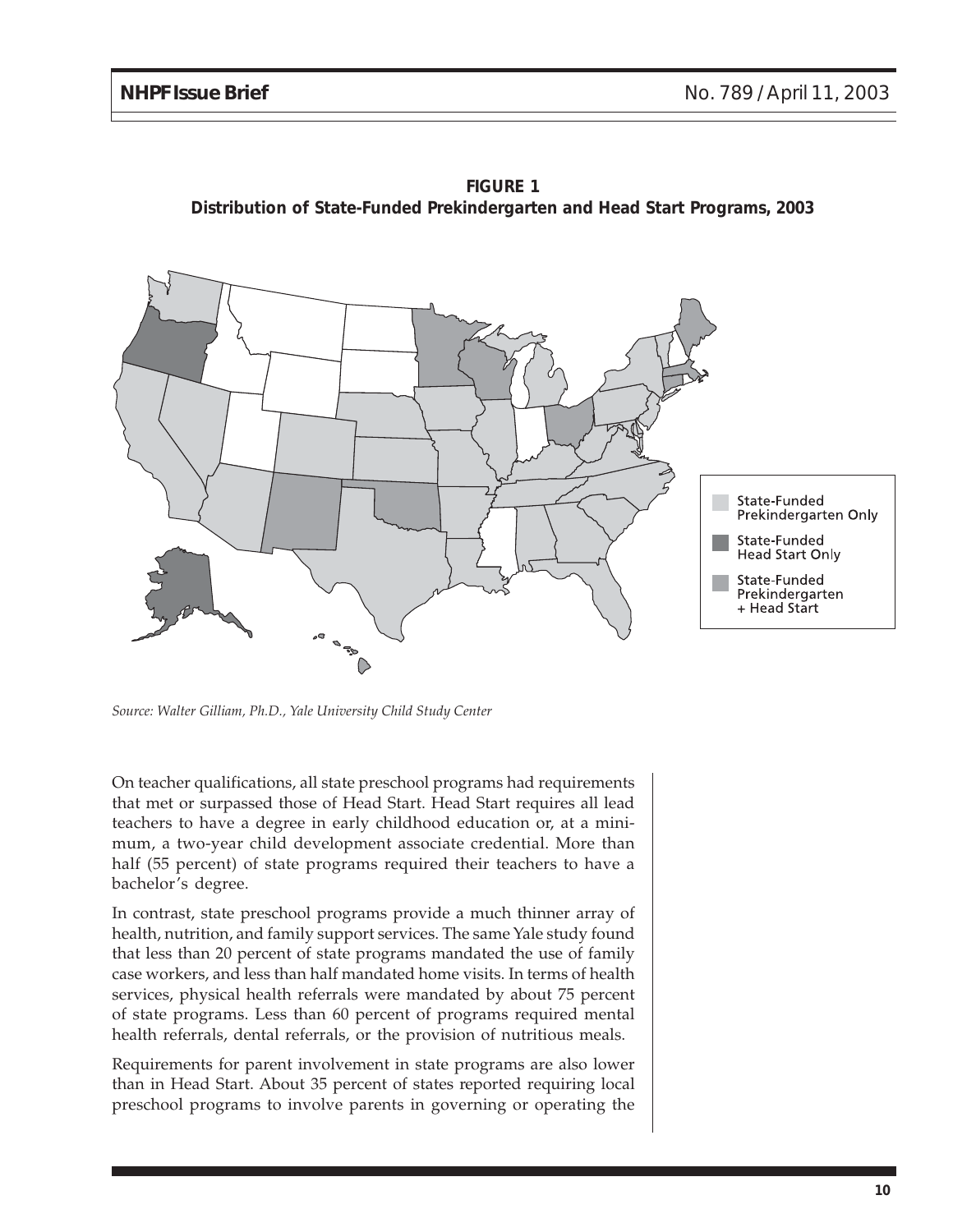**FIGURE 1**
**Distribution of State-Funded Prekindergarten and Head Start Programs, 2003**

State-Funded Prekindergarten Only

State-Funded Head Start Only

State-Funded Prekindergarten + Head Start

*Source: Walter Gilliam, Ph.D., Yale University Child Study Center*

On teacher qualifications, all state preschool programs had requirements that met or surpassed those of Head Start. Head Start requires all lead teachers to have a degree in early childhood education or, at a minimum, a two-year child development associate credential. More than half (55 percent) of state programs required their teachers to have a bachelor's degree.

In contrast, state preschool programs provide a much thinner array of health, nutrition, and family support services. The same Yale study found that less than 20 percent of state programs mandated the use of family case workers, and less than half mandated home visits. In terms of health services, physical health referrals were mandated by about 75 percent of state programs. Less than 60 percent of programs required mental health referrals, dental referrals, or the provision of nutritious meals.

Requirements for parent involvement in state programs are also lower than in Head Start. About 35 percent of states reported requiring local preschool programs to involve parents in governing or operating the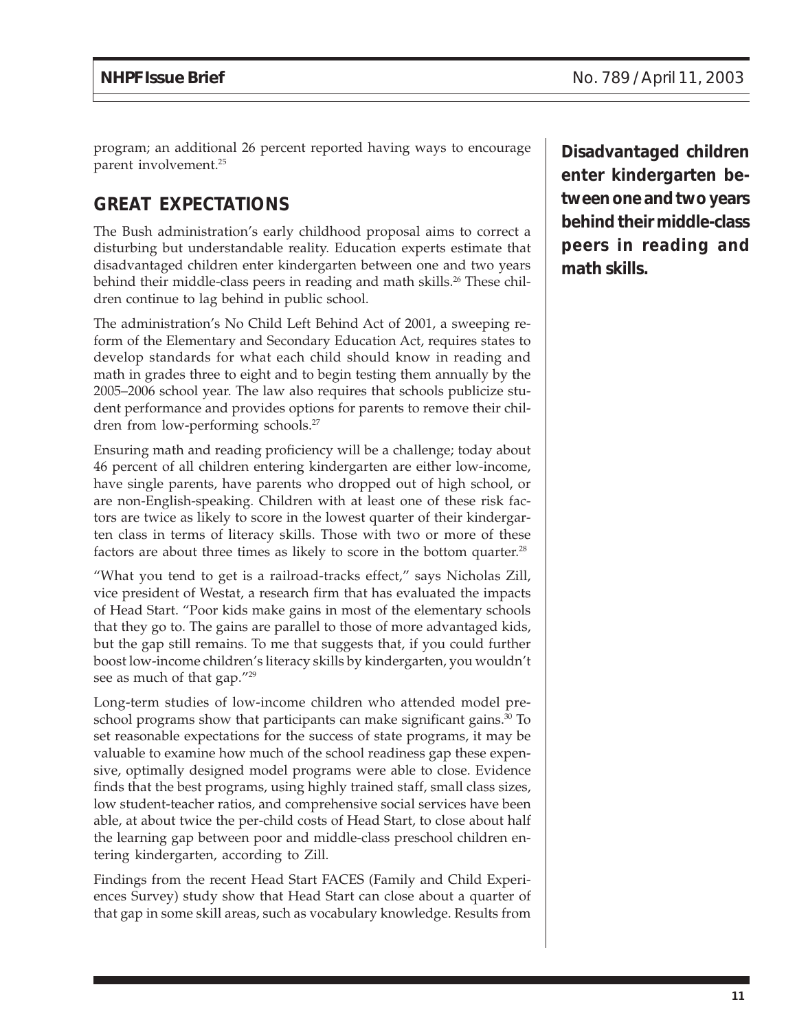program; an additional 26 percent reported having ways to encourage parent involvement.[25]

## GREAT EXPECTATIONS

The Bush administration's early childhood proposal aims to correct a disturbing but understandable reality. Education experts estimate that disadvantaged children enter kindergarten between one and two years behind their middle-class peers in reading and math skills.[26] These children continue to lag behind in public school.

**Disadvantaged children enter kindergarten between one and two years behind their middle-class peers in reading and math skills.**

The administration's No Child Left Behind Act of 2001, a sweeping reform of the Elementary and Secondary Education Act, requires states to develop standards for what each child should know in reading and math in grades three to eight and to begin testing them annually by the 2005–2006 school year. The law also requires that schools publicize student performance and provides options for parents to remove their children from low-performing schools.[27]

Ensuring math and reading proficiency will be a challenge; today about 46 percent of all children entering kindergarten are either low-income, have single parents, have parents who dropped out of high school, or are non-English-speaking. Children with at least one of these risk factors are twice as likely to score in the lowest quarter of their kindergarten class in terms of literacy skills. Those with two or more of these factors are about three times as likely to score in the bottom quarter.[28]

"What you tend to get is a railroad-tracks effect," says Nicholas Zill, vice president of Westat, a research firm that has evaluated the impacts of Head Start. "Poor kids make gains in most of the elementary schools that they go to. The gains are parallel to those of more advantaged kids, but the gap still remains. To me that suggests that, if you could further boost low-income children's literacy skills by kindergarten, you wouldn't see as much of that gap."[29]

Long-term studies of low-income children who attended model preschool programs show that participants can make significant gains.[30] To set reasonable expectations for the success of state programs, it may be valuable to examine how much of the school readiness gap these expensive, optimally designed model programs were able to close. Evidence finds that the best programs, using highly trained staff, small class sizes, low student-teacher ratios, and comprehensive social services have been able, at about twice the per-child costs of Head Start, to close about half the learning gap between poor and middle-class preschool children entering kindergarten, according to Zill.

Findings from the recent Head Start FACES (Family and Child Experiences Survey) study show that Head Start can close about a quarter of that gap in some skill areas, such as vocabulary knowledge. Results from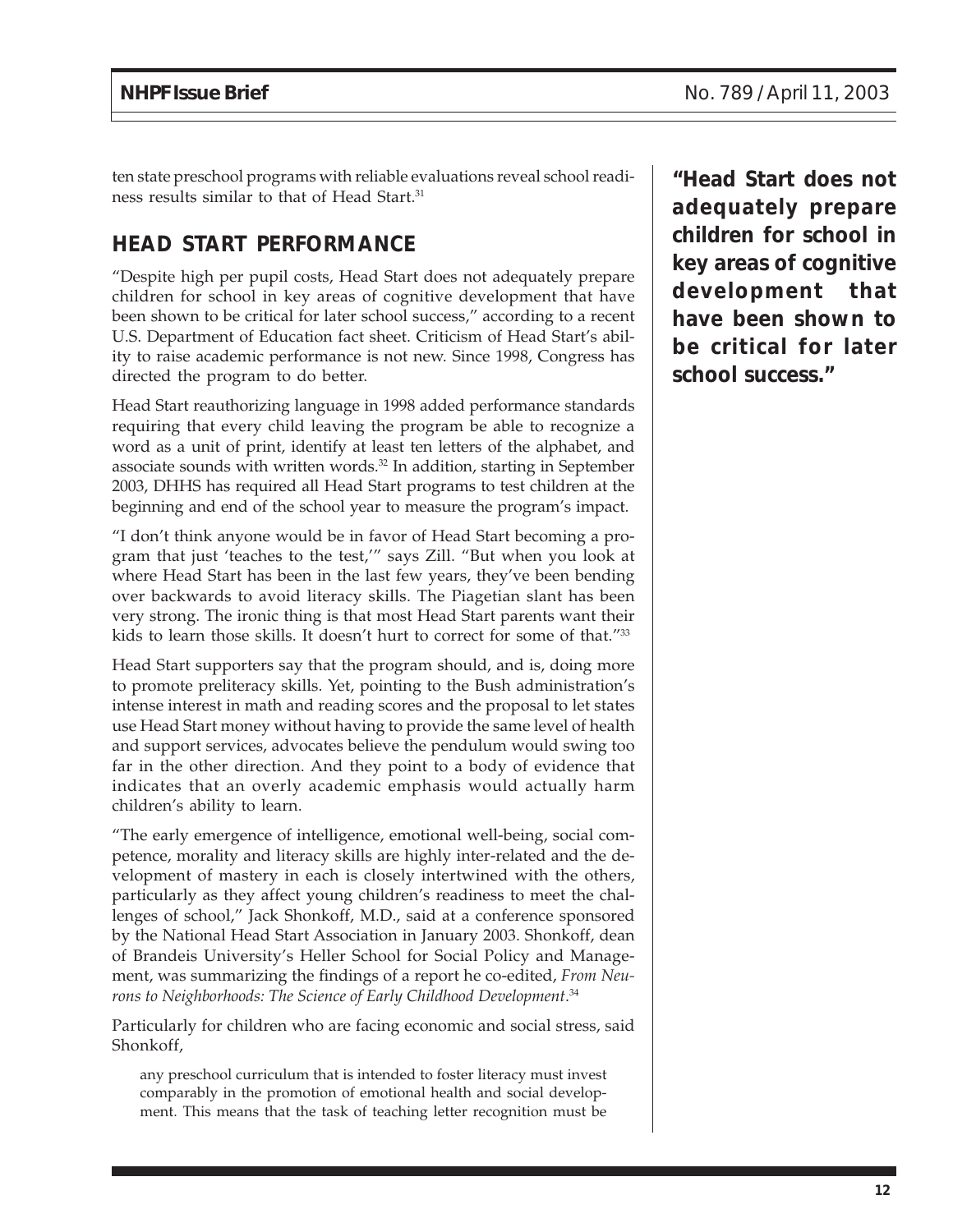ten state preschool programs with reliable evaluations reveal school readiness results similar to that of Head Start.[31]

## HEAD START PERFORMANCE

"Despite high per pupil costs, Head Start does not adequately prepare children for school in key areas of cognitive development that have been shown to be critical for later school success," according to a recent U.S. Department of Education fact sheet. Criticism of Head Start's ability to raise academic performance is not new. Since 1998, Congress has directed the program to do better.

**"Head Start does not adequately prepare children for school in key areas of cognitive development that have been shown to be critical for later school success."**

Head Start reauthorizing language in 1998 added performance standards requiring that every child leaving the program be able to recognize a word as a unit of print, identify at least ten letters of the alphabet, and associate sounds with written words.[32] In addition, starting in September 2003, DHHS has required all Head Start programs to test children at the beginning and end of the school year to measure the program's impact.

"I don't think anyone would be in favor of Head Start becoming a program that just 'teaches to the test,'" says Zill. "But when you look at where Head Start has been in the last few years, they've been bending over backwards to avoid literacy skills. The Piagetian slant has been very strong. The ironic thing is that most Head Start parents want their kids to learn those skills. It doesn't hurt to correct for some of that."[33]

Head Start supporters say that the program should, and is, doing more to promote preliteracy skills. Yet, pointing to the Bush administration's intense interest in math and reading scores and the proposal to let states use Head Start money without having to provide the same level of health and support services, advocates believe the pendulum would swing too far in the other direction. And they point to a body of evidence that indicates that an overly academic emphasis would actually harm children's ability to learn.

"The early emergence of intelligence, emotional well-being, social competence, morality and literacy skills are highly inter-related and the development of mastery in each is closely intertwined with the others, particularly as they affect young children's readiness to meet the challenges of school," Jack Shonkoff, M.D., said at a conference sponsored by the National Head Start Association in January 2003. Shonkoff, dean of Brandeis University's Heller School for Social Policy and Management, was summarizing the findings of a report he co-edited, *From Neurons to Neighborhoods: The Science of Early Childhood Development*.[34]

Particularly for children who are facing economic and social stress, said Shonkoff,

> any preschool curriculum that is intended to foster literacy must invest comparably in the promotion of emotional health and social development. This means that the task of teaching letter recognition must be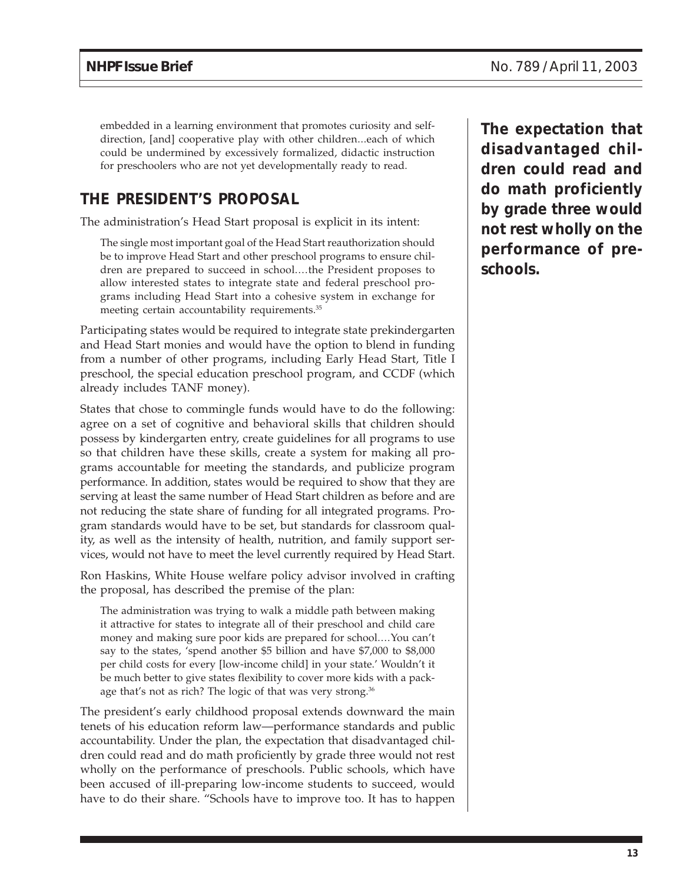embedded in a learning environment that promotes curiosity and self-direction, [and] cooperative play with other children...each of which could be undermined by excessively formalized, didactic instruction for preschoolers who are not yet developmentally ready to read.

## THE PRESIDENT'S PROPOSAL

The administration's Head Start proposal is explicit in its intent:

> The single most important goal of the Head Start reauthorization should be to improve Head Start and other preschool programs to ensure children are prepared to succeed in school.…the President proposes to allow interested states to integrate state and federal preschool programs including Head Start into a cohesive system in exchange for meeting certain accountability requirements.[35]

Participating states would be required to integrate state prekindergarten and Head Start monies and would have the option to blend in funding from a number of other programs, including Early Head Start, Title I preschool, the special education preschool program, and CCDF (which already includes TANF money).

States that chose to commingle funds would have to do the following: agree on a set of cognitive and behavioral skills that children should possess by kindergarten entry, create guidelines for all programs to use so that children have these skills, create a system for making all programs accountable for meeting the standards, and publicize program performance. In addition, states would be required to show that they are serving at least the same number of Head Start children as before and are not reducing the state share of funding for all integrated programs. Program standards would have to be set, but standards for classroom quality, as well as the intensity of health, nutrition, and family support services, would not have to meet the level currently required by Head Start.

Ron Haskins, White House welfare policy advisor involved in crafting the proposal, has described the premise of the plan:

> The administration was trying to walk a middle path between making it attractive for states to integrate all of their preschool and child care money and making sure poor kids are prepared for school.…You can't say to the states, 'spend another $5 billion and have $7,000 to $8,000 per child costs for every [low-income child] in your state.' Wouldn't it be much better to give states flexibility to cover more kids with a package that's not as rich? The logic of that was very strong.[36]

The president's early childhood proposal extends downward the main tenets of his education reform law—performance standards and public accountability. Under the plan, the expectation that disadvantaged children could read and do math proficiently by grade three would not rest wholly on the performance of preschools. Public schools, which have been accused of ill-preparing low-income students to succeed, would have to do their share. "Schools have to improve too. It has to happen

**The expectation that disadvantaged children could read and do math proficiently by grade three would not rest wholly on the performance of preschools.**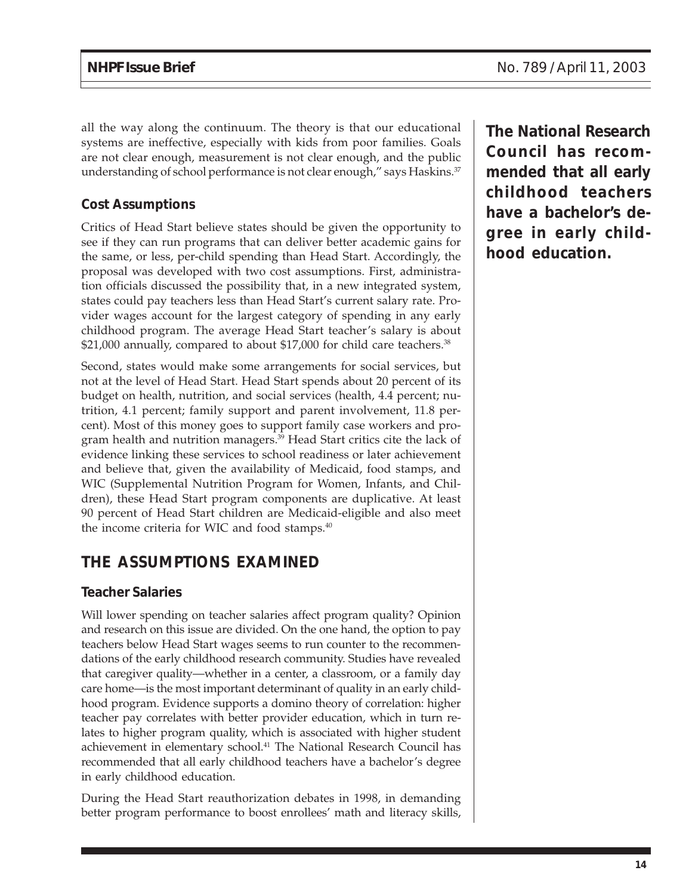all the way along the continuum. The theory is that our educational systems are ineffective, especially with kids from poor families. Goals are not clear enough, measurement is not clear enough, and the public understanding of school performance is not clear enough," says Haskins.[37]

### Cost Assumptions

Critics of Head Start believe states should be given the opportunity to see if they can run programs that can deliver better academic gains for the same, or less, per-child spending than Head Start. Accordingly, the proposal was developed with two cost assumptions. First, administration officials discussed the possibility that, in a new integrated system, states could pay teachers less than Head Start's current salary rate. Provider wages account for the largest category of spending in any early childhood program. The average Head Start teacher's salary is about $21,000 annually, compared to about $17,000 for child care teachers.[38]

Second, states would make some arrangements for social services, but not at the level of Head Start. Head Start spends about 20 percent of its budget on health, nutrition, and social services (health, 4.4 percent; nutrition, 4.1 percent; family support and parent involvement, 11.8 percent). Most of this money goes to support family case workers and program health and nutrition managers.[39] Head Start critics cite the lack of evidence linking these services to school readiness or later achievement and believe that, given the availability of Medicaid, food stamps, and WIC (Supplemental Nutrition Program for Women, Infants, and Children), these Head Start program components are duplicative. At least 90 percent of Head Start children are Medicaid-eligible and also meet the income criteria for WIC and food stamps.[40]

## THE ASSUMPTIONS EXAMINED

### Teacher Salaries

Will lower spending on teacher salaries affect program quality? Opinion and research on this issue are divided. On the one hand, the option to pay teachers below Head Start wages seems to run counter to the recommendations of the early childhood research community. Studies have revealed that caregiver quality—whether in a center, a classroom, or a family day care home—is the most important determinant of quality in an early childhood program. Evidence supports a domino theory of correlation: higher teacher pay correlates with better provider education, which in turn relates to higher program quality, which is associated with higher student achievement in elementary school.[41] The National Research Council has recommended that all early childhood teachers have a bachelor's degree in early childhood education.

**The National Research Council has recommended that all early childhood teachers have a bachelor's degree in early childhood education.**

During the Head Start reauthorization debates in 1998, in demanding better program performance to boost enrollees' math and literacy skills,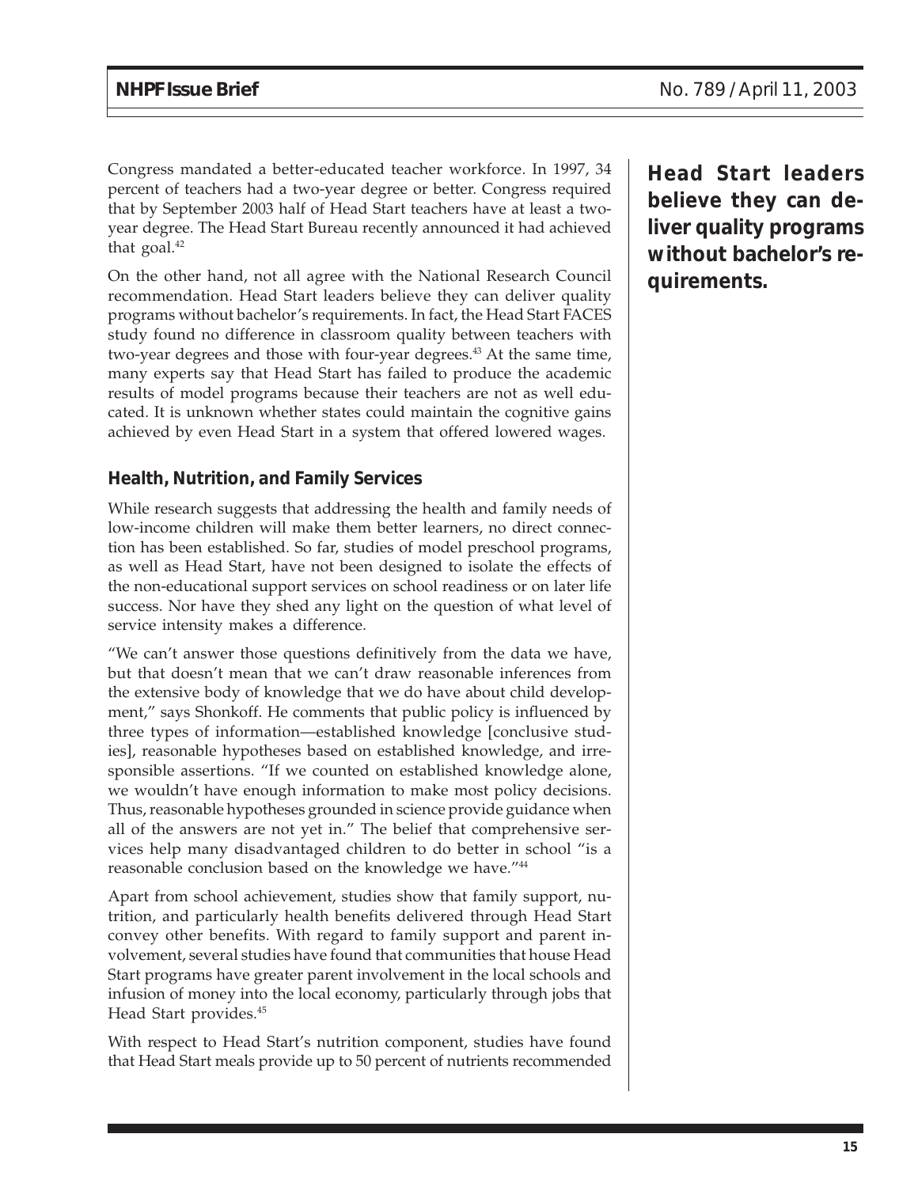Congress mandated a better-educated teacher workforce. In 1997, 34 percent of teachers had a two-year degree or better. Congress required that by September 2003 half of Head Start teachers have at least a two-year degree. The Head Start Bureau recently announced it had achieved that goal.[42]

On the other hand, not all agree with the National Research Council recommendation. Head Start leaders believe they can deliver quality programs without bachelor's requirements. In fact, the Head Start FACES study found no difference in classroom quality between teachers with two-year degrees and those with four-year degrees.[43] At the same time, many experts say that Head Start has failed to produce the academic results of model programs because their teachers are not as well educated. It is unknown whether states could maintain the cognitive gains achieved by even Head Start in a system that offered lowered wages.

**Head Start leaders believe they can deliver quality programs without bachelor's requirements.**

### Health, Nutrition, and Family Services

While research suggests that addressing the health and family needs of low-income children will make them better learners, no direct connection has been established. So far, studies of model preschool programs, as well as Head Start, have not been designed to isolate the effects of the non-educational support services on school readiness or on later life success. Nor have they shed any light on the question of what level of service intensity makes a difference.

"We can't answer those questions definitively from the data we have, but that doesn't mean that we can't draw reasonable inferences from the extensive body of knowledge that we do have about child development," says Shonkoff. He comments that public policy is influenced by three types of information—established knowledge [conclusive studies], reasonable hypotheses based on established knowledge, and irresponsible assertions. "If we counted on established knowledge alone, we wouldn't have enough information to make most policy decisions. Thus, reasonable hypotheses grounded in science provide guidance when all of the answers are not yet in." The belief that comprehensive services help many disadvantaged children to do better in school "is a reasonable conclusion based on the knowledge we have."[44]

Apart from school achievement, studies show that family support, nutrition, and particularly health benefits delivered through Head Start convey other benefits. With regard to family support and parent involvement, several studies have found that communities that house Head Start programs have greater parent involvement in the local schools and infusion of money into the local economy, particularly through jobs that Head Start provides.[45]

With respect to Head Start's nutrition component, studies have found that Head Start meals provide up to 50 percent of nutrients recommended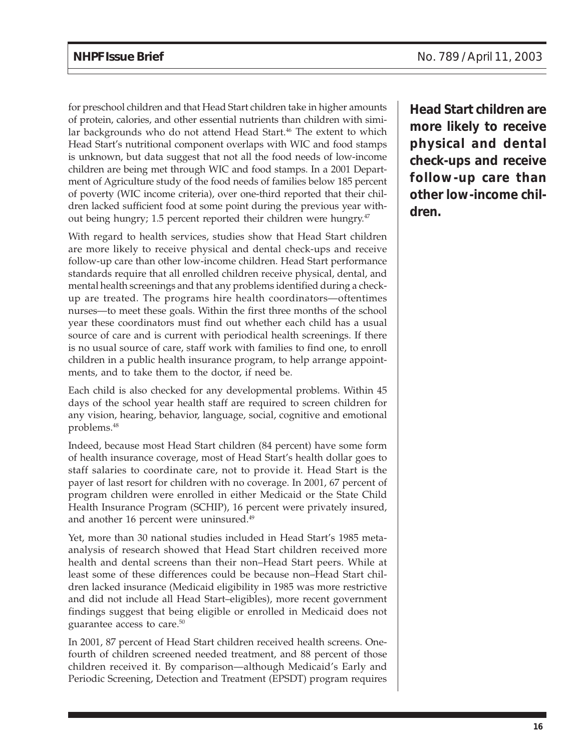for preschool children and that Head Start children take in higher amounts of protein, calories, and other essential nutrients than children with similar backgrounds who do not attend Head Start.[46] The extent to which Head Start's nutritional component overlaps with WIC and food stamps is unknown, but data suggest that not all the food needs of low-income children are being met through WIC and food stamps. In a 2001 Department of Agriculture study of the food needs of families below 185 percent of poverty (WIC income criteria), over one-third reported that their children lacked sufficient food at some point during the previous year without being hungry; 1.5 percent reported their children were hungry.[47]

**Head Start children are more likely to receive physical and dental check-ups and receive follow-up care than other low-income children.**

With regard to health services, studies show that Head Start children are more likely to receive physical and dental check-ups and receive follow-up care than other low-income children. Head Start performance standards require that all enrolled children receive physical, dental, and mental health screenings and that any problems identified during a check-up are treated. The programs hire health coordinators—oftentimes nurses—to meet these goals. Within the first three months of the school year these coordinators must find out whether each child has a usual source of care and is current with periodical health screenings. If there is no usual source of care, staff work with families to find one, to enroll children in a public health insurance program, to help arrange appointments, and to take them to the doctor, if need be.

Each child is also checked for any developmental problems. Within 45 days of the school year health staff are required to screen children for any vision, hearing, behavior, language, social, cognitive and emotional problems.[48]

Indeed, because most Head Start children (84 percent) have some form of health insurance coverage, most of Head Start's health dollar goes to staff salaries to coordinate care, not to provide it. Head Start is the payer of last resort for children with no coverage. In 2001, 67 percent of program children were enrolled in either Medicaid or the State Child Health Insurance Program (SCHIP), 16 percent were privately insured, and another 16 percent were uninsured.[49]

Yet, more than 30 national studies included in Head Start's 1985 meta-analysis of research showed that Head Start children received more health and dental screens than their non–Head Start peers. While at least some of these differences could be because non–Head Start children lacked insurance (Medicaid eligibility in 1985 was more restrictive and did not include all Head Start–eligibles), more recent government findings suggest that being eligible or enrolled in Medicaid does not guarantee access to care.[50]

In 2001, 87 percent of Head Start children received health screens. One-fourth of children screened needed treatment, and 88 percent of those children received it. By comparison—although Medicaid's Early and Periodic Screening, Detection and Treatment (EPSDT) program requires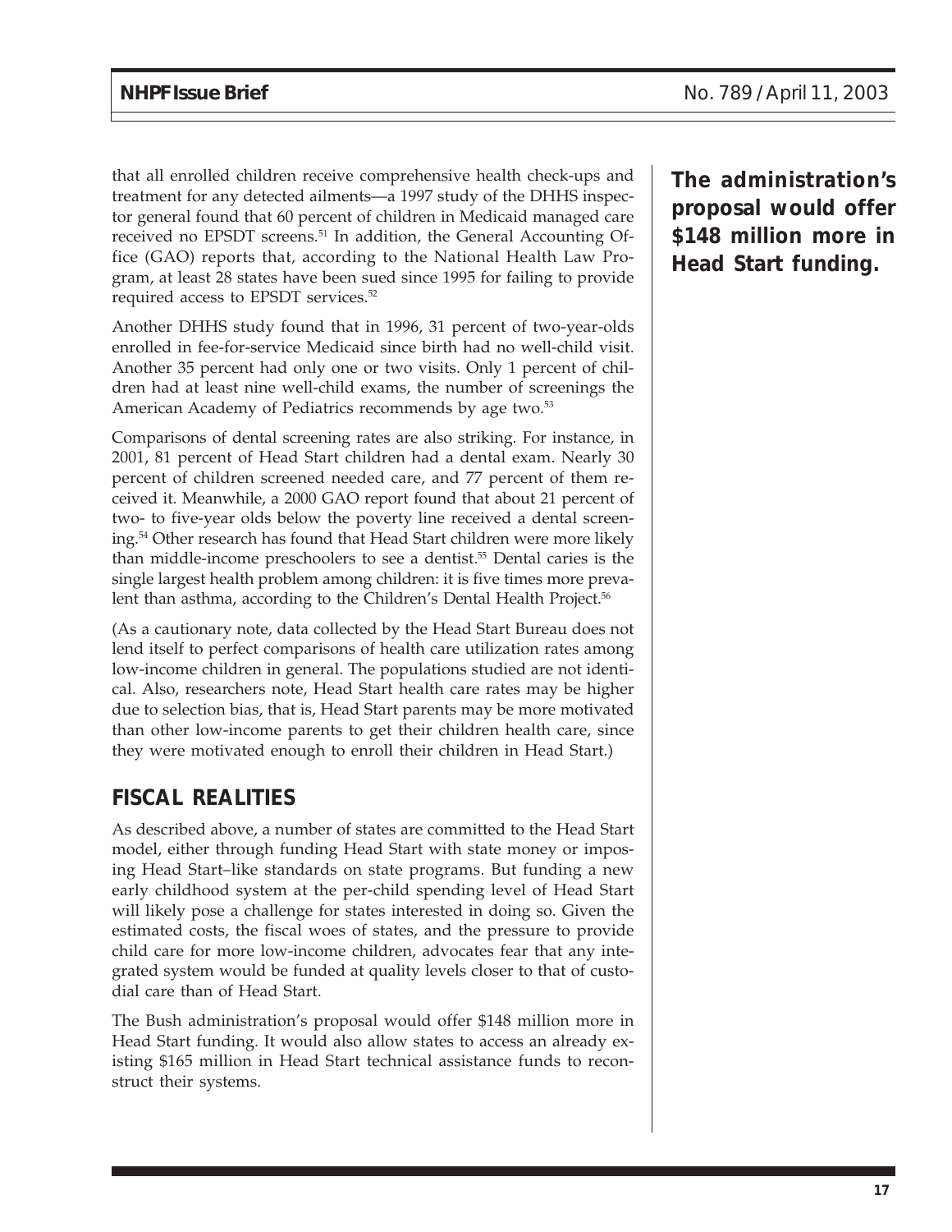that all enrolled children receive comprehensive health check-ups and treatment for any detected ailments—a 1997 study of the DHHS inspector general found that 60 percent of children in Medicaid managed care received no EPSDT screens.[51] In addition, the General Accounting Office (GAO) reports that, according to the National Health Law Program, at least 28 states have been sued since 1995 for failing to provide required access to EPSDT services.[52]

Another DHHS study found that in 1996, 31 percent of two-year-olds enrolled in fee-for-service Medicaid since birth had no well-child visit. Another 35 percent had only one or two visits. Only 1 percent of children had at least nine well-child exams, the number of screenings the American Academy of Pediatrics recommends by age two.[53]

Comparisons of dental screening rates are also striking. For instance, in 2001, 81 percent of Head Start children had a dental exam. Nearly 30 percent of children screened needed care, and 77 percent of them received it. Meanwhile, a 2000 GAO report found that about 21 percent of two- to five-year olds below the poverty line received a dental screening.[54] Other research has found that Head Start children were more likely than middle-income preschoolers to see a dentist.[55] Dental caries is the single largest health problem among children: it is five times more prevalent than asthma, according to the Children's Dental Health Project.[56]

(As a cautionary note, data collected by the Head Start Bureau does not lend itself to perfect comparisons of health care utilization rates among low-income children in general. The populations studied are not identical. Also, researchers note, Head Start health care rates may be higher due to selection bias, that is, Head Start parents may be more motivated than other low-income parents to get their children health care, since they were motivated enough to enroll their children in Head Start.)

## FISCAL REALITIES

As described above, a number of states are committed to the Head Start model, either through funding Head Start with state money or imposing Head Start–like standards on state programs. But funding a new early childhood system at the per-child spending level of Head Start will likely pose a challenge for states interested in doing so. Given the estimated costs, the fiscal woes of states, and the pressure to provide child care for more low-income children, advocates fear that any integrated system would be funded at quality levels closer to that of custodial care than of Head Start.

The Bush administration's proposal would offer $148 million more in Head Start funding. It would also allow states to access an already existing $165 million in Head Start technical assistance funds to reconstruct their systems.

**The administration's proposal would offer $148 million more in Head Start funding.**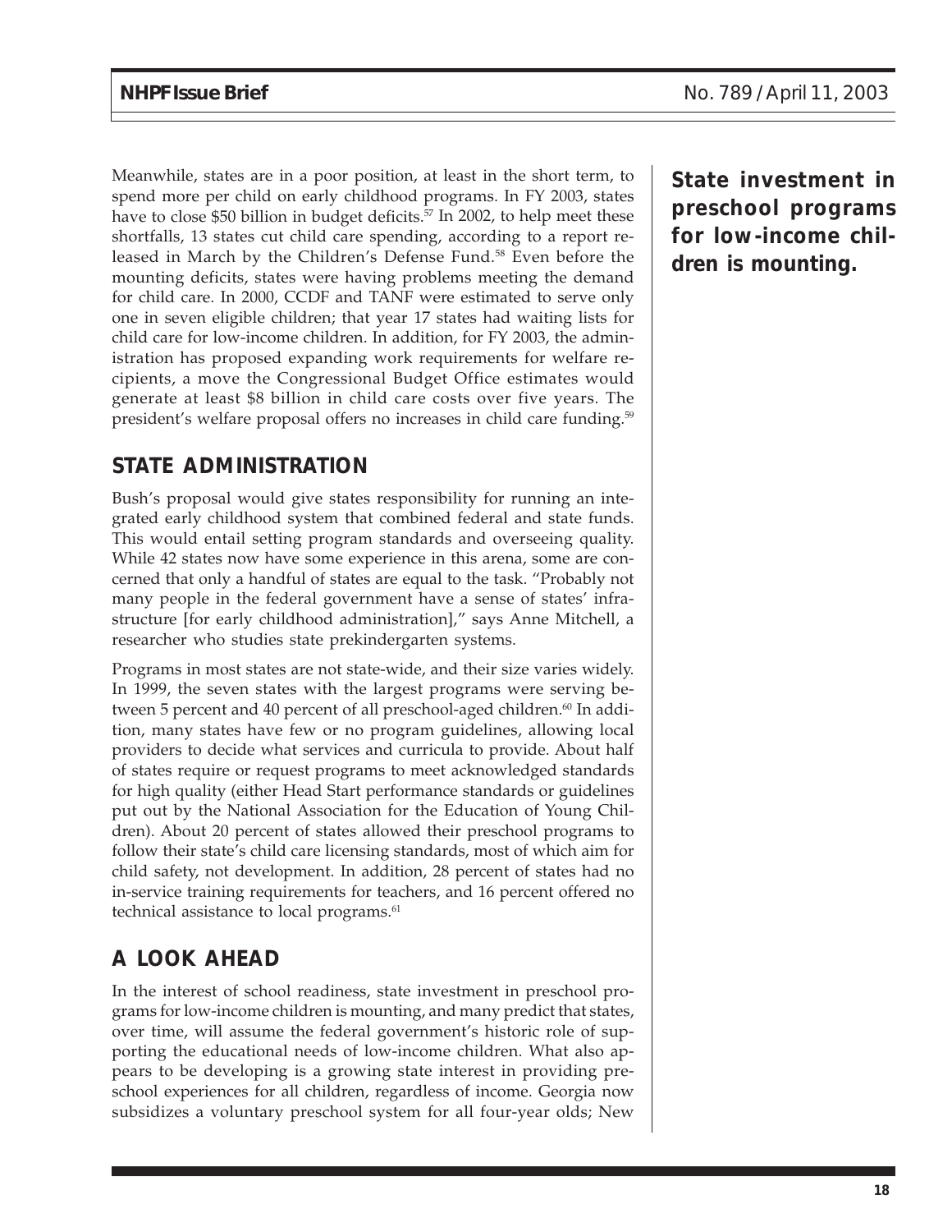Meanwhile, states are in a poor position, at least in the short term, to spend more per child on early childhood programs. In FY 2003, states have to close $50 billion in budget deficits.[57] In 2002, to help meet these shortfalls, 13 states cut child care spending, according to a report released in March by the Children's Defense Fund.[58] Even before the mounting deficits, states were having problems meeting the demand for child care. In 2000, CCDF and TANF were estimated to serve only one in seven eligible children; that year 17 states had waiting lists for child care for low-income children. In addition, for FY 2003, the administration has proposed expanding work requirements for welfare recipients, a move the Congressional Budget Office estimates would generate at least $8 billion in child care costs over five years. The president's welfare proposal offers no increases in child care funding.[59]

**State investment in preschool programs for low-income children is mounting.**

## STATE ADMINISTRATION

Bush's proposal would give states responsibility for running an integrated early childhood system that combined federal and state funds. This would entail setting program standards and overseeing quality. While 42 states now have some experience in this arena, some are concerned that only a handful of states are equal to the task. "Probably not many people in the federal government have a sense of states' infrastructure [for early childhood administration]," says Anne Mitchell, a researcher who studies state prekindergarten systems.

Programs in most states are not state-wide, and their size varies widely. In 1999, the seven states with the largest programs were serving between 5 percent and 40 percent of all preschool-aged children.[60] In addition, many states have few or no program guidelines, allowing local providers to decide what services and curricula to provide. About half of states require or request programs to meet acknowledged standards for high quality (either Head Start performance standards or guidelines put out by the National Association for the Education of Young Children). About 20 percent of states allowed their preschool programs to follow their state's child care licensing standards, most of which aim for child safety, not development. In addition, 28 percent of states had no in-service training requirements for teachers, and 16 percent offered no technical assistance to local programs.[61]

## A LOOK AHEAD

In the interest of school readiness, state investment in preschool programs for low-income children is mounting, and many predict that states, over time, will assume the federal government's historic role of supporting the educational needs of low-income children. What also appears to be developing is a growing state interest in providing preschool experiences for all children, regardless of income. Georgia now subsidizes a voluntary preschool system for all four-year olds; New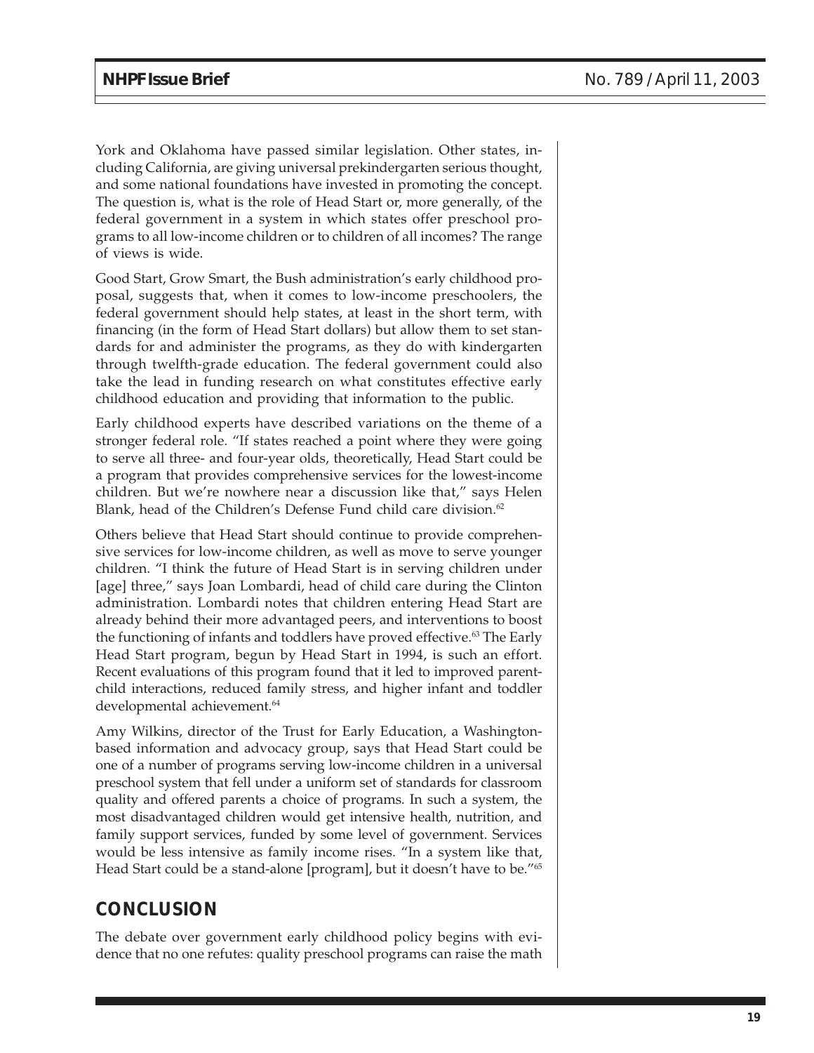York and Oklahoma have passed similar legislation. Other states, including California, are giving universal prekindergarten serious thought, and some national foundations have invested in promoting the concept. The question is, what is the role of Head Start or, more generally, of the federal government in a system in which states offer preschool programs to all low-income children or to children of all incomes? The range of views is wide.

Good Start, Grow Smart, the Bush administration's early childhood proposal, suggests that, when it comes to low-income preschoolers, the federal government should help states, at least in the short term, with financing (in the form of Head Start dollars) but allow them to set standards for and administer the programs, as they do with kindergarten through twelfth-grade education. The federal government could also take the lead in funding research on what constitutes effective early childhood education and providing that information to the public.

Early childhood experts have described variations on the theme of a stronger federal role. "If states reached a point where they were going to serve all three- and four-year olds, theoretically, Head Start could be a program that provides comprehensive services for the lowest-income children. But we're nowhere near a discussion like that," says Helen Blank, head of the Children's Defense Fund child care division.[62]

Others believe that Head Start should continue to provide comprehensive services for low-income children, as well as move to serve younger children. "I think the future of Head Start is in serving children under [age] three," says Joan Lombardi, head of child care during the Clinton administration. Lombardi notes that children entering Head Start are already behind their more advantaged peers, and interventions to boost the functioning of infants and toddlers have proved effective.[63] The Early Head Start program, begun by Head Start in 1994, is such an effort. Recent evaluations of this program found that it led to improved parent-child interactions, reduced family stress, and higher infant and toddler developmental achievement.[64]

Amy Wilkins, director of the Trust for Early Education, a Washington-based information and advocacy group, says that Head Start could be one of a number of programs serving low-income children in a universal preschool system that fell under a uniform set of standards for classroom quality and offered parents a choice of programs. In such a system, the most disadvantaged children would get intensive health, nutrition, and family support services, funded by some level of government. Services would be less intensive as family income rises. "In a system like that, Head Start could be a stand-alone [program], but it doesn't have to be."[65]

## CONCLUSION

The debate over government early childhood policy begins with evidence that no one refutes: quality preschool programs can raise the math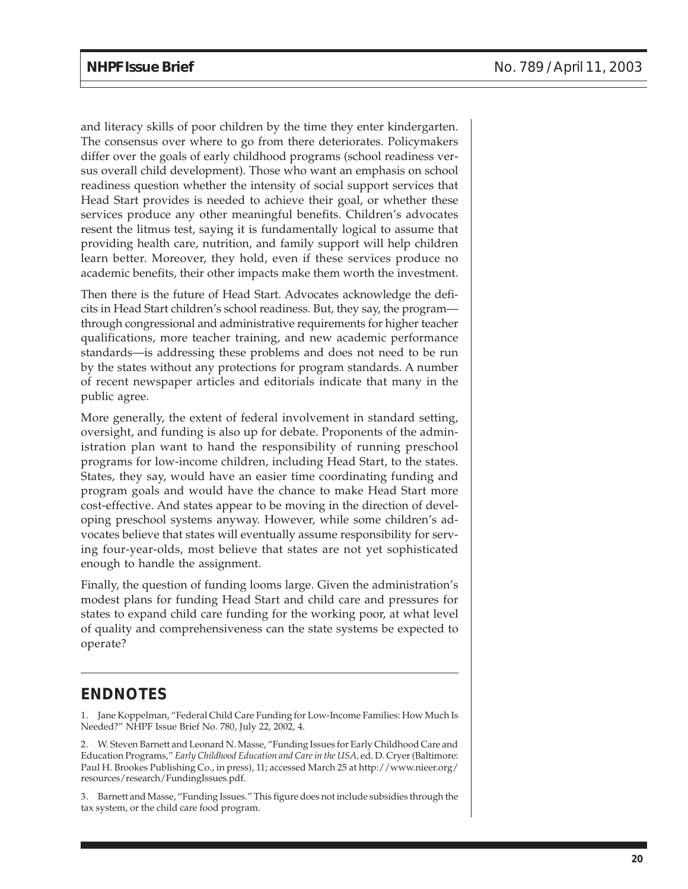and literacy skills of poor children by the time they enter kindergarten. The consensus over where to go from there deteriorates. Policymakers differ over the goals of early childhood programs (school readiness versus overall child development). Those who want an emphasis on school readiness question whether the intensity of social support services that Head Start provides is needed to achieve their goal, or whether these services produce any other meaningful benefits. Children's advocates resent the litmus test, saying it is fundamentally logical to assume that providing health care, nutrition, and family support will help children learn better. Moreover, they hold, even if these services produce no academic benefits, their other impacts make them worth the investment.

Then there is the future of Head Start. Advocates acknowledge the deficits in Head Start children's school readiness. But, they say, the program—through congressional and administrative requirements for higher teacher qualifications, more teacher training, and new academic performance standards—is addressing these problems and does not need to be run by the states without any protections for program standards. A number of recent newspaper articles and editorials indicate that many in the public agree.

More generally, the extent of federal involvement in standard setting, oversight, and funding is also up for debate. Proponents of the administration plan want to hand the responsibility of running preschool programs for low-income children, including Head Start, to the states. States, they say, would have an easier time coordinating funding and program goals and would have the chance to make Head Start more cost-effective. And states appear to be moving in the direction of developing preschool systems anyway. However, while some children's advocates believe that states will eventually assume responsibility for serving four-year-olds, most believe that states are not yet sophisticated enough to handle the assignment.

Finally, the question of funding looms large. Given the administration's modest plans for funding Head Start and child care and pressures for states to expand child care funding for the working poor, at what level of quality and comprehensiveness can the state systems be expected to operate?

## ENDNOTES

1. Jane Koppelman, "Federal Child Care Funding for Low-Income Families: How Much Is Needed?" NHPF Issue Brief No. 780, July 22, 2002, 4.

2. W. Steven Barnett and Leonard N. Masse, "Funding Issues for Early Childhood Care and Education Programs," *Early Childhood Education and Care in the USA,* ed. D. Cryer (Baltimore: Paul H. Brookes Publishing Co., in press), 11; accessed March 25 at http://www.nieer.org/resources/research/FundingIssues.pdf.

3. Barnett and Masse, "Funding Issues." This figure does not include subsidies through the tax system, or the child care food program.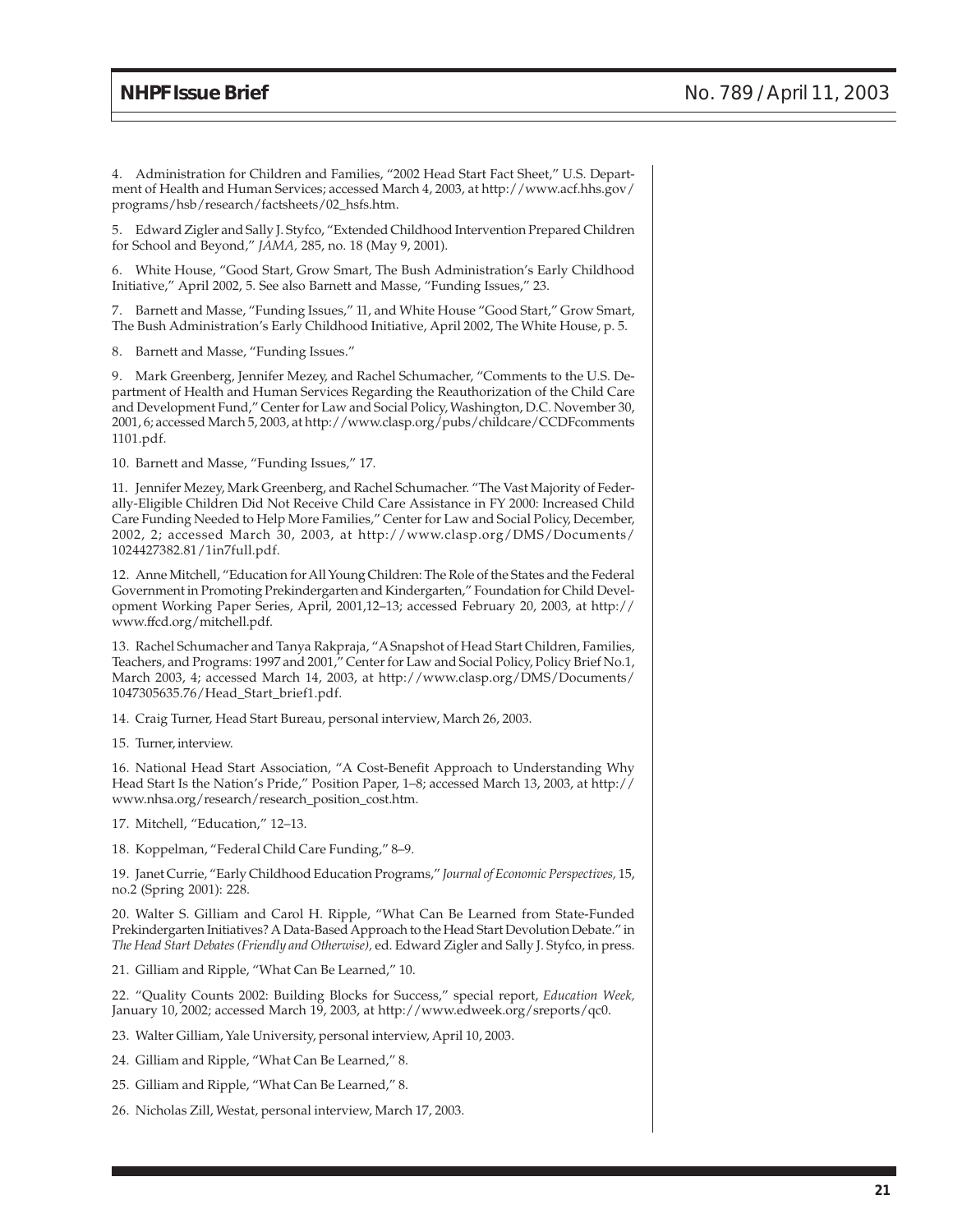4. Administration for Children and Families, "2002 Head Start Fact Sheet," U.S. Department of Health and Human Services; accessed March 4, 2003, at http://www.acf.hhs.gov/programs/hsb/research/factsheets/02_hsfs.htm.

5. Edward Zigler and Sally J. Styfco, "Extended Childhood Intervention Prepared Children for School and Beyond," *JAMA,* 285, no. 18 (May 9, 2001).

6. White House, "Good Start, Grow Smart, The Bush Administration's Early Childhood Initiative," April 2002, 5. See also Barnett and Masse, "Funding Issues," 23.

7. Barnett and Masse, "Funding Issues," 11, and White House "Good Start," Grow Smart, The Bush Administration's Early Childhood Initiative, April 2002, The White House, p. 5.

8. Barnett and Masse, "Funding Issues."

9. Mark Greenberg, Jennifer Mezey, and Rachel Schumacher, "Comments to the U.S. Department of Health and Human Services Regarding the Reauthorization of the Child Care and Development Fund," Center for Law and Social Policy, Washington, D.C. November 30, 2001, 6; accessed March 5, 2003, at http://www.clasp.org/pubs/childcare/CCDFcomments1101.pdf.

10. Barnett and Masse, "Funding Issues," 17.

11. Jennifer Mezey, Mark Greenberg, and Rachel Schumacher. "The Vast Majority of Federally-Eligible Children Did Not Receive Child Care Assistance in FY 2000: Increased Child Care Funding Needed to Help More Families," Center for Law and Social Policy, December, 2002, 2; accessed March 30, 2003, at http://www.clasp.org/DMS/Documents/1024427382.81/1in7full.pdf.

12. Anne Mitchell, "Education for All Young Children: The Role of the States and the Federal Government in Promoting Prekindergarten and Kindergarten," Foundation for Child Development Working Paper Series, April, 2001,12–13; accessed February 20, 2003, at http://www.ffcd.org/mitchell.pdf.

13. Rachel Schumacher and Tanya Rakpraja, "A Snapshot of Head Start Children, Families, Teachers, and Programs: 1997 and 2001," Center for Law and Social Policy, Policy Brief No.1, March 2003, 4; accessed March 14, 2003, at http://www.clasp.org/DMS/Documents/1047305635.76/Head_Start_brief1.pdf.

14. Craig Turner, Head Start Bureau, personal interview, March 26, 2003.

15. Turner, interview.

16. National Head Start Association, "A Cost-Benefit Approach to Understanding Why Head Start Is the Nation's Pride," Position Paper, 1–8; accessed March 13, 2003, at http://www.nhsa.org/research/research_position_cost.htm.

17. Mitchell, "Education," 12–13.

18. Koppelman, "Federal Child Care Funding," 8–9.

19. Janet Currie, "Early Childhood Education Programs," *Journal of Economic Perspectives,* 15, no.2 (Spring 2001): 228.

20. Walter S. Gilliam and Carol H. Ripple, "What Can Be Learned from State-Funded Prekindergarten Initiatives? A Data-Based Approach to the Head Start Devolution Debate." in *The Head Start Debates (Friendly and Otherwise),* ed. Edward Zigler and Sally J. Styfco, in press.

21. Gilliam and Ripple, "What Can Be Learned," 10.

22. "Quality Counts 2002: Building Blocks for Success," special report, *Education Week,* January 10, 2002; accessed March 19, 2003, at http://www.edweek.org/sreports/qc0.

23. Walter Gilliam, Yale University, personal interview, April 10, 2003.

24. Gilliam and Ripple, "What Can Be Learned," 8.

25. Gilliam and Ripple, "What Can Be Learned," 8.

26. Nicholas Zill, Westat, personal interview, March 17, 2003.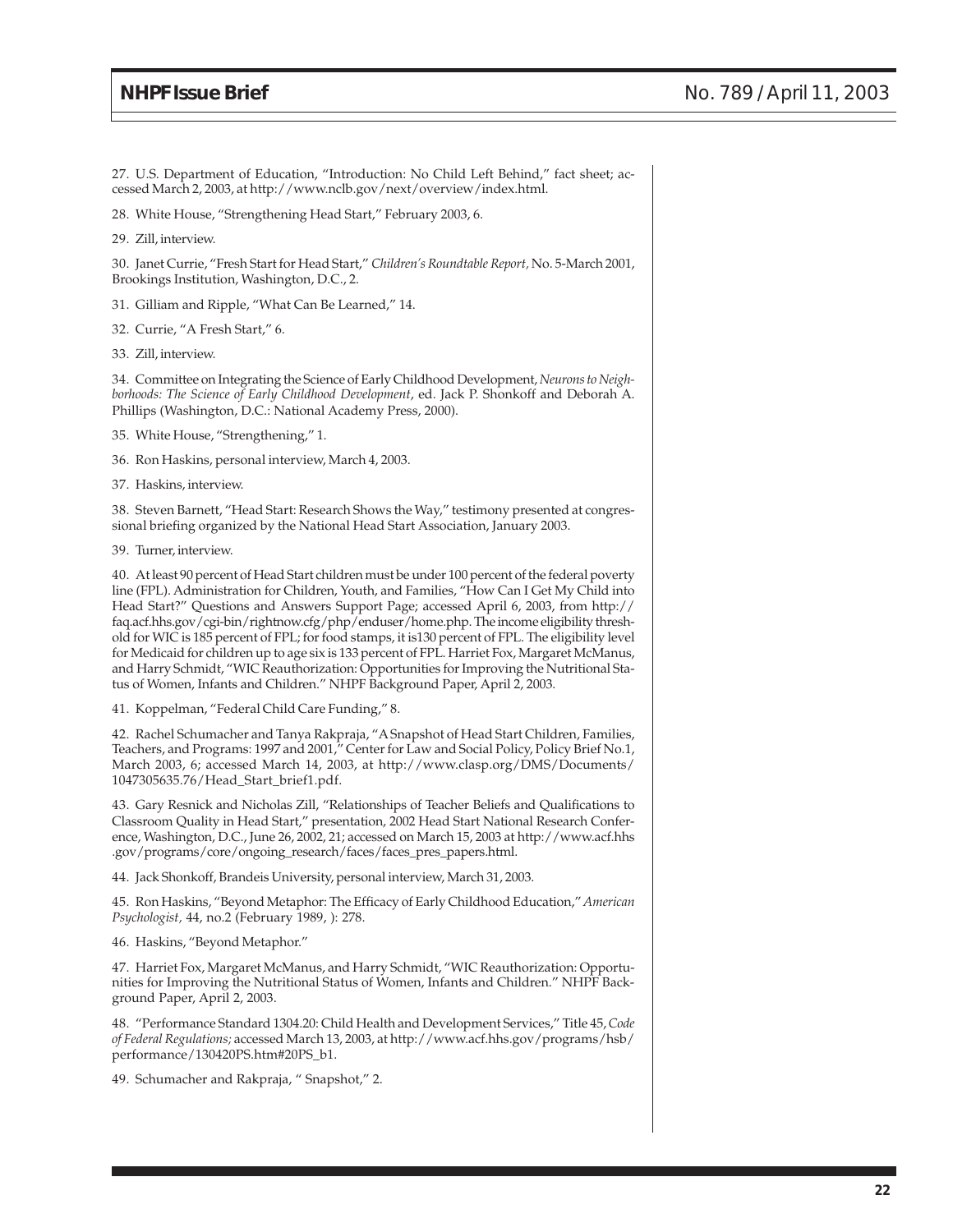27. U.S. Department of Education, "Introduction: No Child Left Behind," fact sheet; accessed March 2, 2003, at http://www.nclb.gov/next/overview/index.html.

28. White House, "Strengthening Head Start," February 2003, 6.

29. Zill, interview.

30. Janet Currie, "Fresh Start for Head Start," *Children's Roundtable Report,* No. 5-March 2001, Brookings Institution, Washington, D.C., 2.

31. Gilliam and Ripple, "What Can Be Learned," 14.

32. Currie, "A Fresh Start," 6.

33. Zill, interview.

34. Committee on Integrating the Science of Early Childhood Development, *Neurons to Neighborhoods: The Science of Early Childhood Development*, ed. Jack P. Shonkoff and Deborah A. Phillips (Washington, D.C.: National Academy Press, 2000).

35. White House, "Strengthening," 1.

36. Ron Haskins, personal interview, March 4, 2003.

37. Haskins, interview.

38. Steven Barnett, "Head Start: Research Shows the Way," testimony presented at congressional briefing organized by the National Head Start Association, January 2003.

39. Turner, interview.

40. At least 90 percent of Head Start children must be under 100 percent of the federal poverty line (FPL). Administration for Children, Youth, and Families, "How Can I Get My Child into Head Start?" Questions and Answers Support Page; accessed April 6, 2003, from http://faq.acf.hhs.gov/cgi-bin/rightnow.cfg/php/enduser/home.php. The income eligibility threshold for WIC is 185 percent of FPL; for food stamps, it is130 percent of FPL. The eligibility level for Medicaid for children up to age six is 133 percent of FPL. Harriet Fox, Margaret McManus, and Harry Schmidt, "WIC Reauthorization: Opportunities for Improving the Nutritional Status of Women, Infants and Children." NHPF Background Paper, April 2, 2003.

41. Koppelman, "Federal Child Care Funding," 8.

42. Rachel Schumacher and Tanya Rakpraja, "A Snapshot of Head Start Children, Families, Teachers, and Programs: 1997 and 2001," Center for Law and Social Policy, Policy Brief No.1, March 2003, 6; accessed March 14, 2003, at http://www.clasp.org/DMS/Documents/1047305635.76/Head_Start_brief1.pdf.

43. Gary Resnick and Nicholas Zill, "Relationships of Teacher Beliefs and Qualifications to Classroom Quality in Head Start," presentation, 2002 Head Start National Research Conference, Washington, D.C., June 26, 2002, 21; accessed on March 15, 2003 at http://www.acf.hhs.gov/programs/core/ongoing_research/faces/faces_pres_papers.html.

44. Jack Shonkoff, Brandeis University, personal interview, March 31, 2003.

45. Ron Haskins, "Beyond Metaphor: The Efficacy of Early Childhood Education," *American Psychologist,* 44, no.2 (February 1989, ): 278.

46. Haskins, "Beyond Metaphor."

47. Harriet Fox, Margaret McManus, and Harry Schmidt, "WIC Reauthorization: Opportunities for Improving the Nutritional Status of Women, Infants and Children." NHPF Background Paper, April 2, 2003.

48. "Performance Standard 1304.20: Child Health and Development Services," Title 45, *Code of Federal Regulations;* accessed March 13, 2003, at http://www.acf.hhs.gov/programs/hsb/performance/130420PS.htm#20PS_b1.

49. Schumacher and Rakpraja, " Snapshot," 2.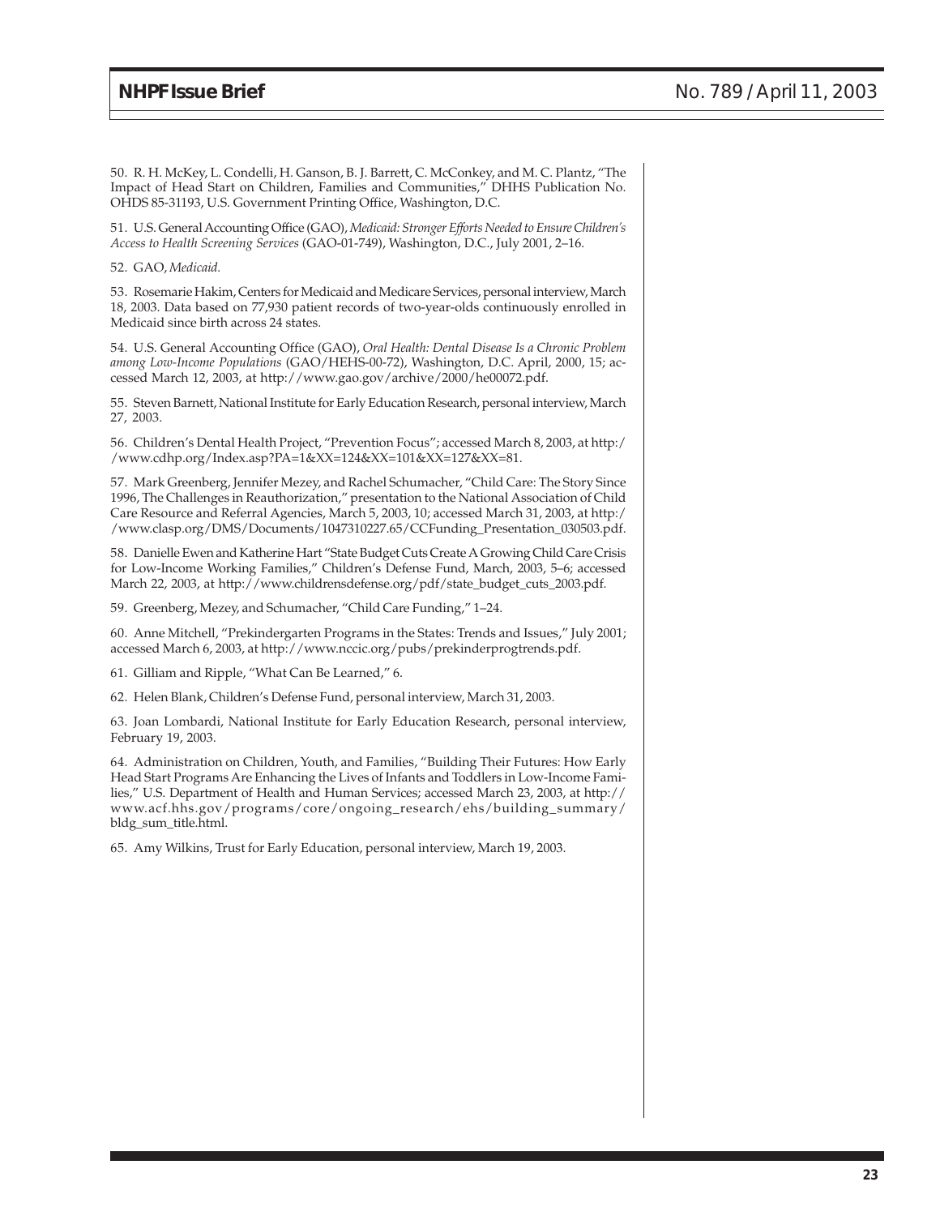50. R. H. McKey, L. Condelli, H. Ganson, B. J. Barrett, C. McConkey, and M. C. Plantz, "The Impact of Head Start on Children, Families and Communities," DHHS Publication No. OHDS 85-31193, U.S. Government Printing Office, Washington, D.C.

51. U.S. General Accounting Office (GAO), *Medicaid: Stronger Efforts Needed to Ensure Children's Access to Health Screening Services* (GAO-01-749), Washington, D.C., July 2001, 2–16.

52. GAO, *Medicaid.*

53. Rosemarie Hakim, Centers for Medicaid and Medicare Services, personal interview, March 18, 2003. Data based on 77,930 patient records of two-year-olds continuously enrolled in Medicaid since birth across 24 states.

54. U.S. General Accounting Office (GAO), *Oral Health: Dental Disease Is a Chronic Problem among Low-Income Populations* (GAO/HEHS-00-72), Washington, D.C. April, 2000, 15; accessed March 12, 2003, at http://www.gao.gov/archive/2000/he00072.pdf.

55. Steven Barnett, National Institute for Early Education Research, personal interview, March 27, 2003.

56. Children's Dental Health Project, "Prevention Focus"; accessed March 8, 2003, at http://www.cdhp.org/Index.asp?PA=1&XX=124&XX=101&XX=127&XX=81.

57. Mark Greenberg, Jennifer Mezey, and Rachel Schumacher, "Child Care: The Story Since 1996, The Challenges in Reauthorization," presentation to the National Association of Child Care Resource and Referral Agencies, March 5, 2003, 10; accessed March 31, 2003, at http://www.clasp.org/DMS/Documents/1047310227.65/CCFunding_Presentation_030503.pdf.

58. Danielle Ewen and Katherine Hart "State Budget Cuts Create A Growing Child Care Crisis for Low-Income Working Families," Children's Defense Fund, March, 2003, 5–6; accessed March 22, 2003, at http://www.childrensdefense.org/pdf/state_budget_cuts_2003.pdf.

59. Greenberg, Mezey, and Schumacher, "Child Care Funding," 1–24.

60. Anne Mitchell, "Prekindergarten Programs in the States: Trends and Issues," July 2001; accessed March 6, 2003, at http://www.nccic.org/pubs/prekinderprogtrends.pdf.

61. Gilliam and Ripple, "What Can Be Learned," 6.

62. Helen Blank, Children's Defense Fund, personal interview, March 31, 2003.

63. Joan Lombardi, National Institute for Early Education Research, personal interview, February 19, 2003.

64. Administration on Children, Youth, and Families, "Building Their Futures: How Early Head Start Programs Are Enhancing the Lives of Infants and Toddlers in Low-Income Families," U.S. Department of Health and Human Services; accessed March 23, 2003, at http://www.acf.hhs.gov/programs/core/ongoing_research/ehs/building_summary/bldg_sum_title.html.

65. Amy Wilkins, Trust for Early Education, personal interview, March 19, 2003.